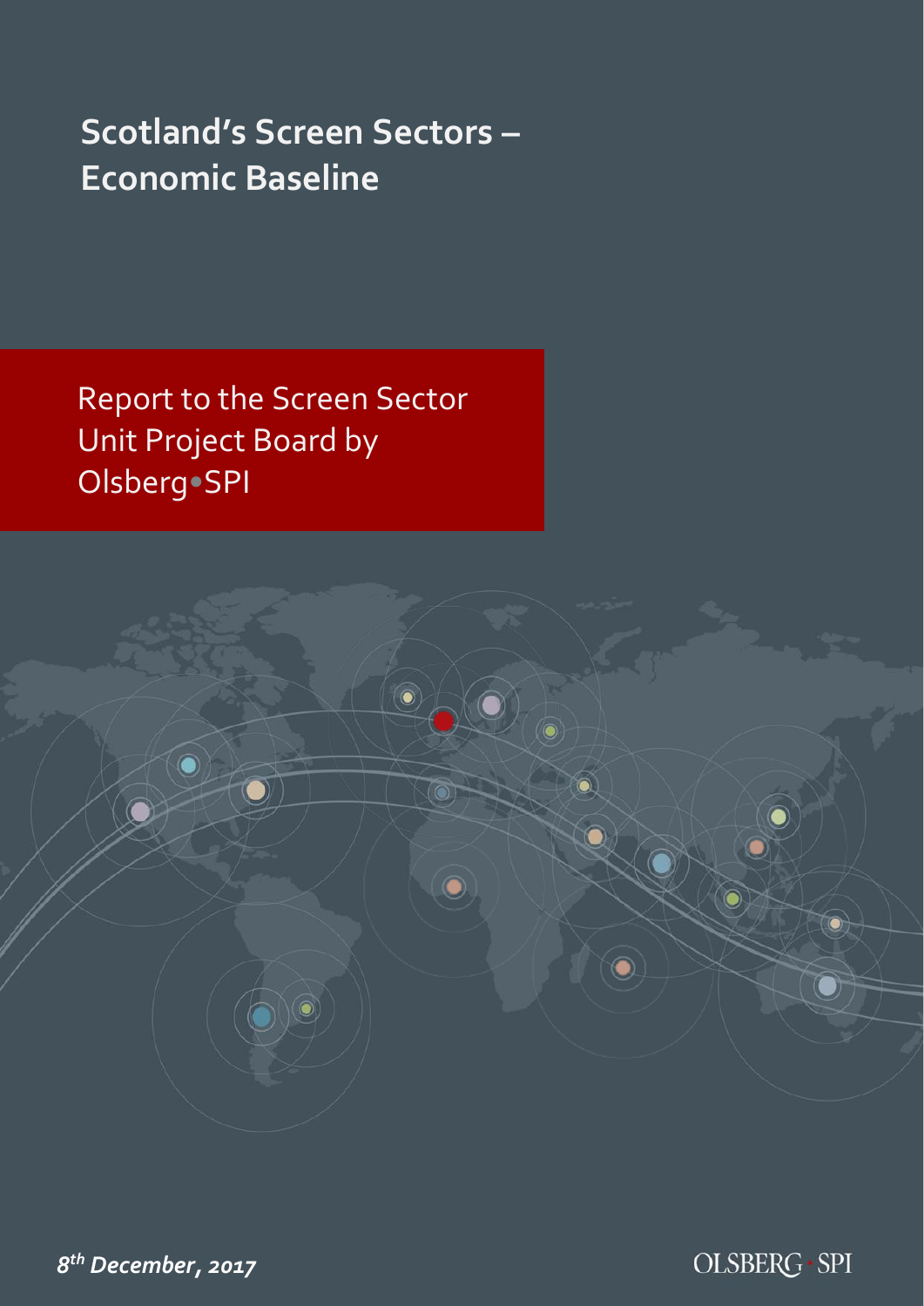# Scotland's Screen Sectors – Economic Baseline

Report to the Screen Sector Unit Project Board by Olsberg•SPI

***8th December, 2017***

OLSBERG • SPI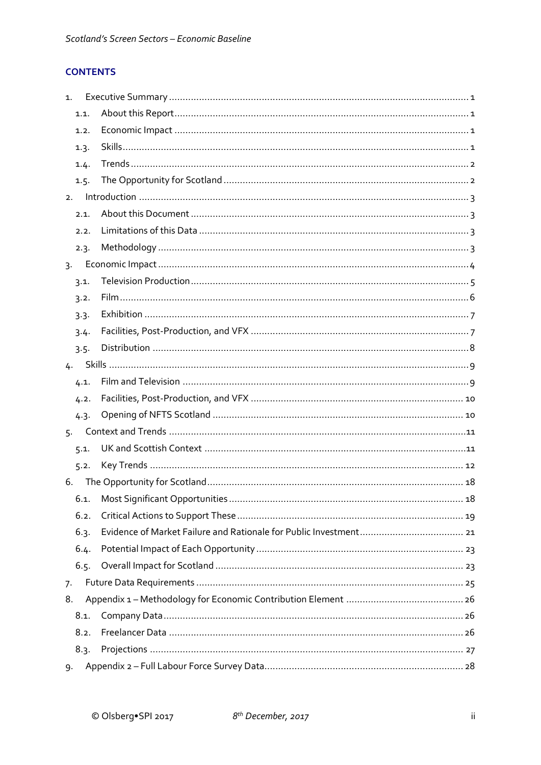## CONTENTS

1. Executive Summary ... 1
   - 1.1. About this Report ... 1
   - 1.2. Economic Impact ... 1
   - 1.3. Skills ... 1
   - 1.4. Trends ... 2
   - 1.5. The Opportunity for Scotland ... 2
2. Introduction ... 3
   - 2.1. About this Document ... 3
   - 2.2. Limitations of this Data ... 3
   - 2.3. Methodology ... 3
3. Economic Impact ... 4
   - 3.1. Television Production ... 5
   - 3.2. Film ... 6
   - 3.3. Exhibition ... 7
   - 3.4. Facilities, Post-Production, and VFX ... 7
   - 3.5. Distribution ... 8
4. Skills ... 9
   - 4.1. Film and Television ... 9
   - 4.2. Facilities, Post-Production, and VFX ... 10
   - 4.3. Opening of NFTS Scotland ... 10
5. Context and Trends ... 11
   - 5.1. UK and Scottish Context ... 11
   - 5.2. Key Trends ... 12
6. The Opportunity for Scotland ... 18
   - 6.1. Most Significant Opportunities ... 18
   - 6.2. Critical Actions to Support These ... 19
   - 6.3. Evidence of Market Failure and Rationale for Public Investment ... 21
   - 6.4. Potential Impact of Each Opportunity ... 23
   - 6.5. Overall Impact for Scotland ... 23
7. Future Data Requirements ... 25
8. Appendix 1 – Methodology for Economic Contribution Element ... 26
   - 8.1. Company Data ... 26
   - 8.2. Freelancer Data ... 26
   - 8.3. Projections ... 27
9. Appendix 2 – Full Labour Force Survey Data ... 28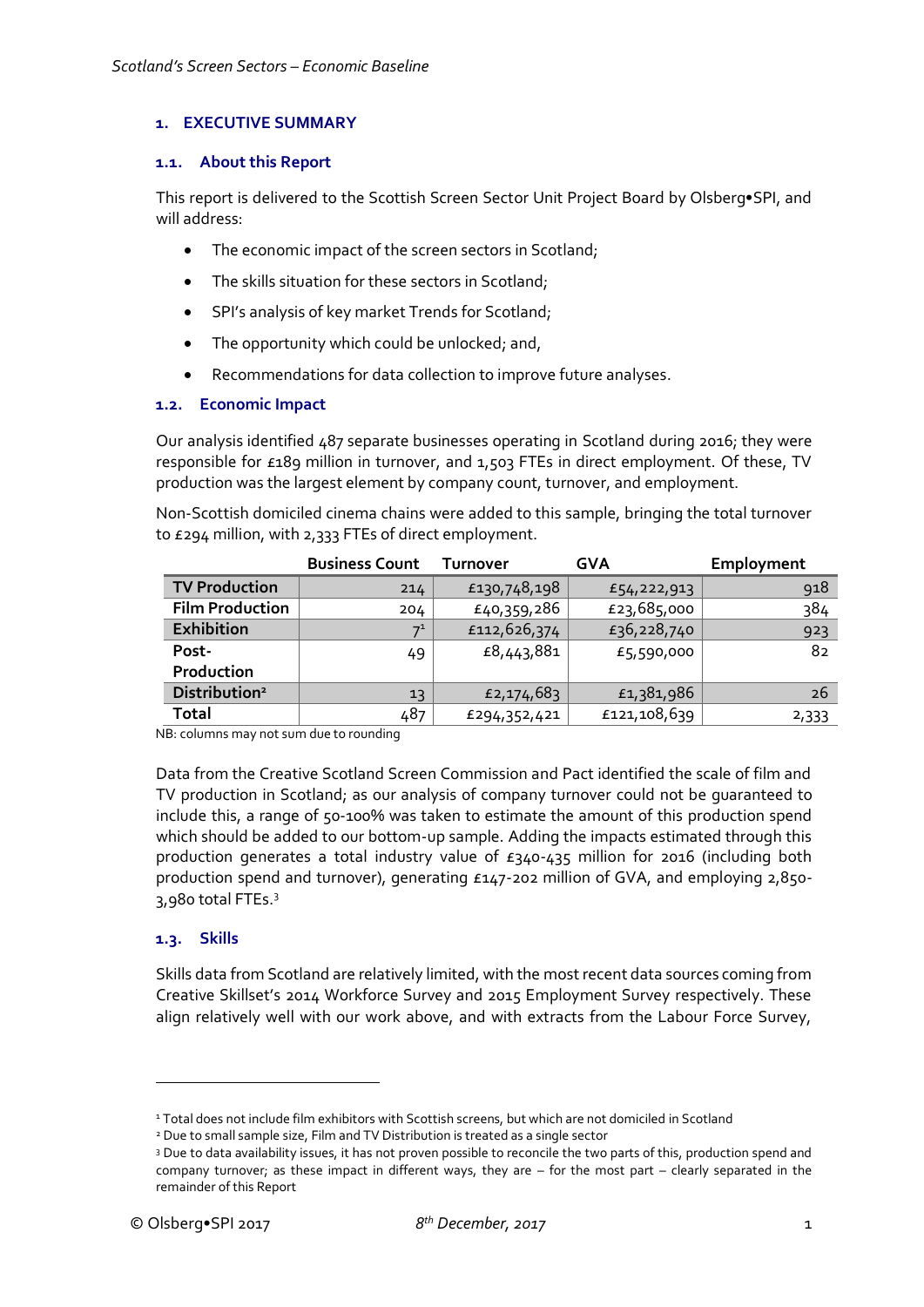# 1. EXECUTIVE SUMMARY

## 1.1. About this Report

This report is delivered to the Scottish Screen Sector Unit Project Board by Olsberg•SPI, and will address:

- The economic impact of the screen sectors in Scotland;
- The skills situation for these sectors in Scotland;
- SPI's analysis of key market Trends for Scotland;
- The opportunity which could be unlocked; and,
- Recommendations for data collection to improve future analyses.

## 1.2. Economic Impact

Our analysis identified 487 separate businesses operating in Scotland during 2016; they were responsible for £189 million in turnover, and 1,503 FTEs in direct employment. Of these, TV production was the largest element by company count, turnover, and employment.

Non-Scottish domiciled cinema chains were added to this sample, bringing the total turnover to £294 million, with 2,333 FTEs of direct employment.

| | Business Count | Turnover | GVA | Employment |
|---|---|---|---|---|
| **TV Production** | 214 | £130,748,198 | £54,222,913 | 918 |
| **Film Production** | 204 | £40,359,286 | £23,685,000 | 384 |
| **Exhibition** | 7[1] | £112,626,374 | £36,228,740 | 923 |
| **Post-Production** | 49 | £8,443,881 | £5,590,000 | 82 |
| **Distribution[2]** | 13 | £2,174,683 | £1,381,986 | 26 |
| **Total** | 487 | £294,352,421 | £121,108,639 | 2,333 |

NB: columns may not sum due to rounding

Data from the Creative Scotland Screen Commission and Pact identified the scale of film and TV production in Scotland; as our analysis of company turnover could not be guaranteed to include this, a range of 50-100% was taken to estimate the amount of this production spend which should be added to our bottom-up sample. Adding the impacts estimated through this production generates a total industry value of £340-435 million for 2016 (including both production spend and turnover), generating £147-202 million of GVA, and employing 2,850-3,980 total FTEs.[3]

## 1.3. Skills

Skills data from Scotland are relatively limited, with the most recent data sources coming from Creative Skillset's 2014 Workforce Survey and 2015 Employment Survey respectively. These align relatively well with our work above, and with extracts from the Labour Force Survey,

---

[1] Total does not include film exhibitors with Scottish screens, but which are not domiciled in Scotland

[2] Due to small sample size, Film and TV Distribution is treated as a single sector

[3] Due to data availability issues, it has not proven possible to reconcile the two parts of this, production spend and company turnover; as these impact in different ways, they are – for the most part – clearly separated in the remainder of this Report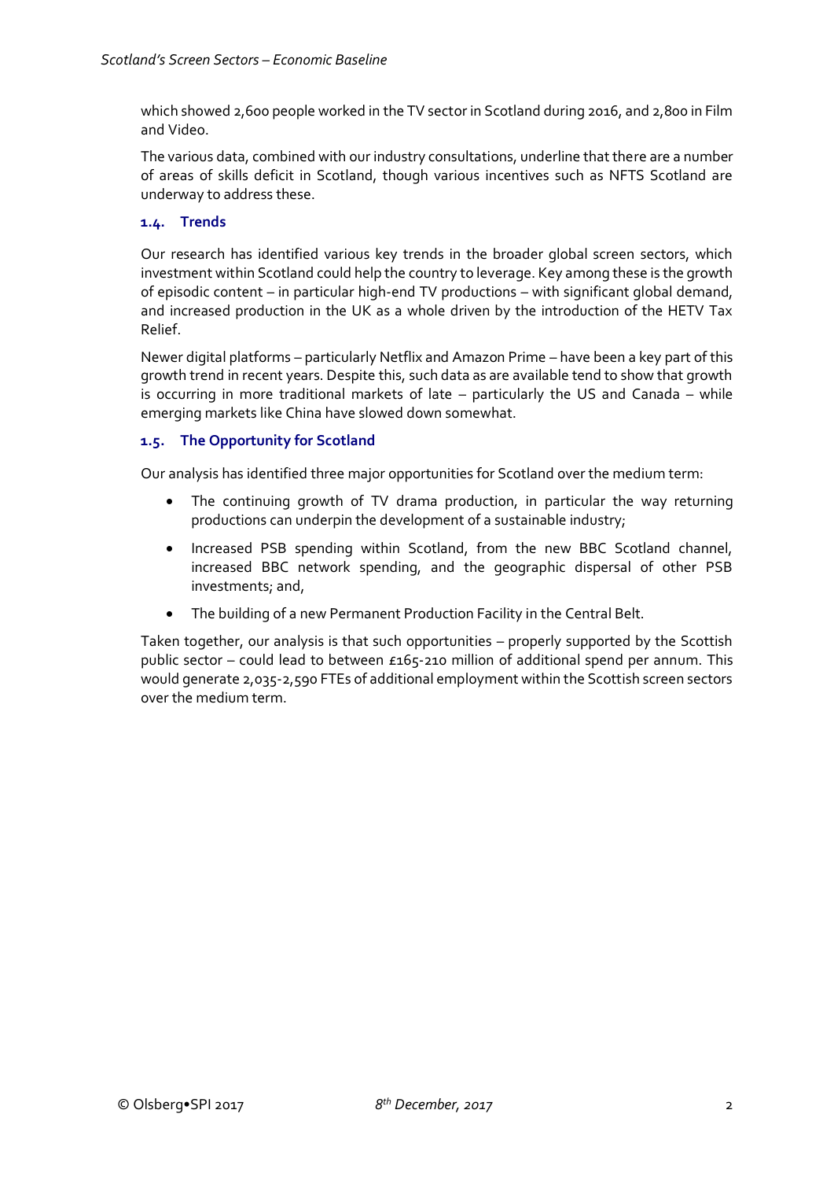which showed 2,600 people worked in the TV sector in Scotland during 2016, and 2,800 in Film and Video.

The various data, combined with our industry consultations, underline that there are a number of areas of skills deficit in Scotland, though various incentives such as NFTS Scotland are underway to address these.

### 1.4. Trends

Our research has identified various key trends in the broader global screen sectors, which investment within Scotland could help the country to leverage. Key among these is the growth of episodic content – in particular high-end TV productions – with significant global demand, and increased production in the UK as a whole driven by the introduction of the HETV Tax Relief.

Newer digital platforms – particularly Netflix and Amazon Prime – have been a key part of this growth trend in recent years. Despite this, such data as are available tend to show that growth is occurring in more traditional markets of late – particularly the US and Canada – while emerging markets like China have slowed down somewhat.

### 1.5. The Opportunity for Scotland

Our analysis has identified three major opportunities for Scotland over the medium term:

- The continuing growth of TV drama production, in particular the way returning productions can underpin the development of a sustainable industry;
- Increased PSB spending within Scotland, from the new BBC Scotland channel, increased BBC network spending, and the geographic dispersal of other PSB investments; and,
- The building of a new Permanent Production Facility in the Central Belt.

Taken together, our analysis is that such opportunities – properly supported by the Scottish public sector – could lead to between £165-210 million of additional spend per annum. This would generate 2,035-2,590 FTEs of additional employment within the Scottish screen sectors over the medium term.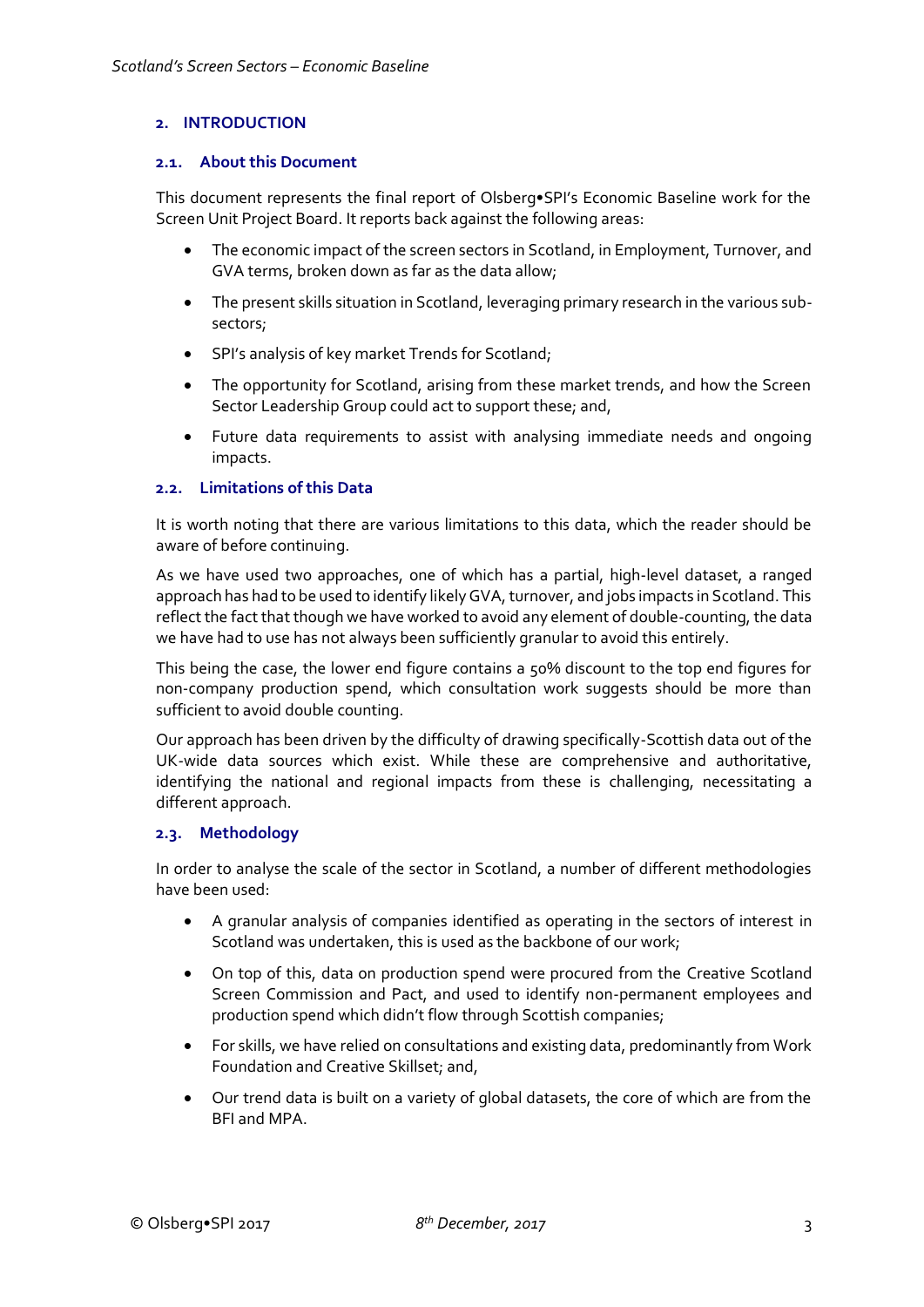## 2. INTRODUCTION

### 2.1. About this Document

This document represents the final report of Olsberg•SPI's Economic Baseline work for the Screen Unit Project Board. It reports back against the following areas:

- The economic impact of the screen sectors in Scotland, in Employment, Turnover, and GVA terms, broken down as far as the data allow;
- The present skills situation in Scotland, leveraging primary research in the various sub-sectors;
- SPI's analysis of key market Trends for Scotland;
- The opportunity for Scotland, arising from these market trends, and how the Screen Sector Leadership Group could act to support these; and,
- Future data requirements to assist with analysing immediate needs and ongoing impacts.

### 2.2. Limitations of this Data

It is worth noting that there are various limitations to this data, which the reader should be aware of before continuing.

As we have used two approaches, one of which has a partial, high-level dataset, a ranged approach has had to be used to identify likely GVA, turnover, and jobs impacts in Scotland. This reflect the fact that though we have worked to avoid any element of double-counting, the data we have had to use has not always been sufficiently granular to avoid this entirely.

This being the case, the lower end figure contains a 50% discount to the top end figures for non-company production spend, which consultation work suggests should be more than sufficient to avoid double counting.

Our approach has been driven by the difficulty of drawing specifically-Scottish data out of the UK-wide data sources which exist. While these are comprehensive and authoritative, identifying the national and regional impacts from these is challenging, necessitating a different approach.

### 2.3. Methodology

In order to analyse the scale of the sector in Scotland, a number of different methodologies have been used:

- A granular analysis of companies identified as operating in the sectors of interest in Scotland was undertaken, this is used as the backbone of our work;
- On top of this, data on production spend were procured from the Creative Scotland Screen Commission and Pact, and used to identify non-permanent employees and production spend which didn't flow through Scottish companies;
- For skills, we have relied on consultations and existing data, predominantly from Work Foundation and Creative Skillset; and,
- Our trend data is built on a variety of global datasets, the core of which are from the BFI and MPA.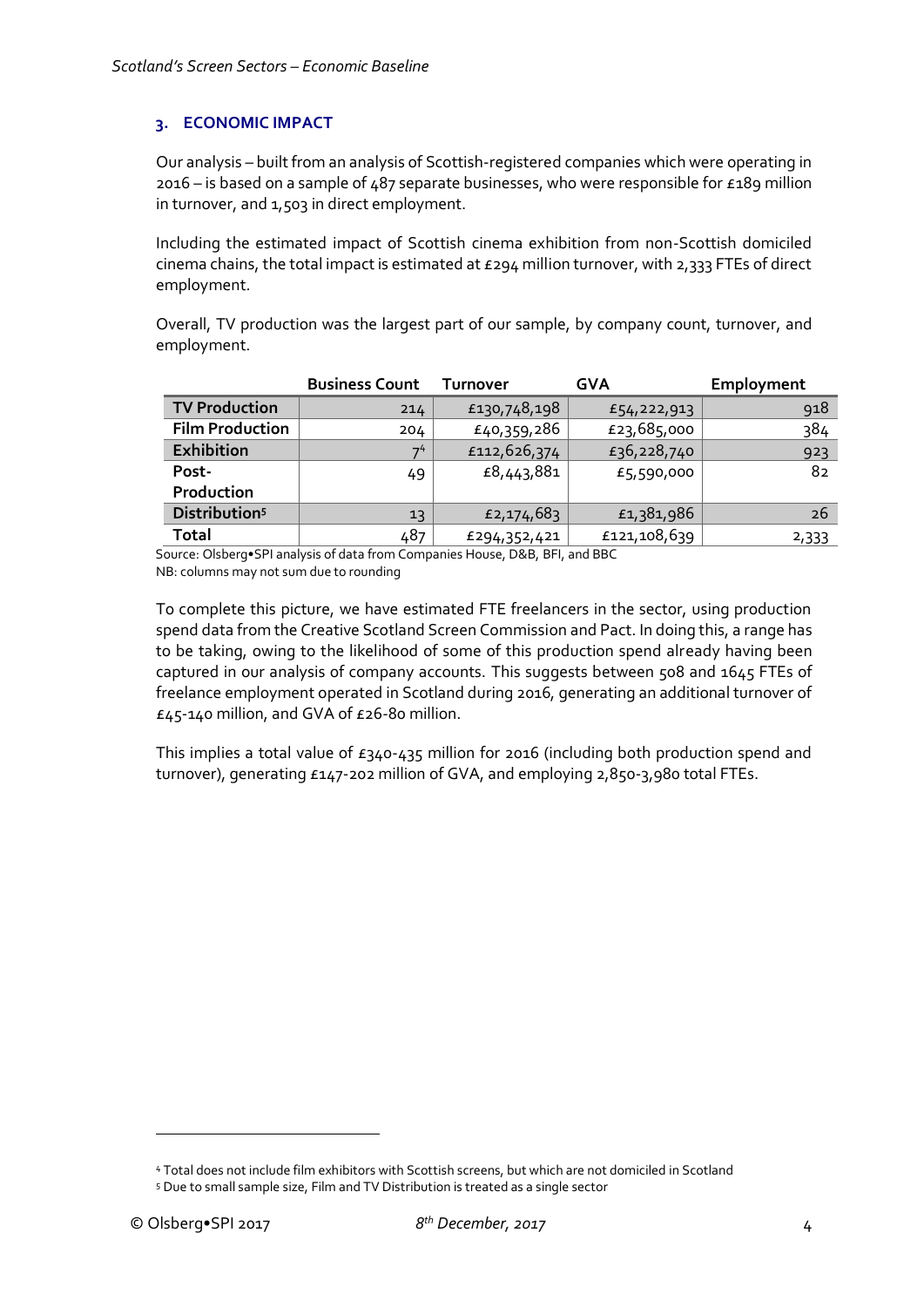## 3. ECONOMIC IMPACT

Our analysis – built from an analysis of Scottish-registered companies which were operating in 2016 – is based on a sample of 487 separate businesses, who were responsible for £189 million in turnover, and 1,503 in direct employment.

Including the estimated impact of Scottish cinema exhibition from non-Scottish domiciled cinema chains, the total impact is estimated at £294 million turnover, with 2,333 FTEs of direct employment.

Overall, TV production was the largest part of our sample, by company count, turnover, and employment.

| | Business Count | Turnover | GVA | Employment |
|---|---|---|---|---|
| **TV Production** | 214 | £130,748,198 | £54,222,913 | 918 |
| **Film Production** | 204 | £40,359,286 | £23,685,000 | 384 |
| **Exhibition** | 7[4] | £112,626,374 | £36,228,740 | 923 |
| **Post-Production** | 49 | £8,443,881 | £5,590,000 | 82 |
| **Distribution[5]** | 13 | £2,174,683 | £1,381,986 | 26 |
| **Total** | 487 | £294,352,421 | £121,108,639 | 2,333 |

Source: Olsberg•SPI analysis of data from Companies House, D&B, BFI, and BBC
NB: columns may not sum due to rounding

To complete this picture, we have estimated FTE freelancers in the sector, using production spend data from the Creative Scotland Screen Commission and Pact. In doing this, a range has to be taking, owing to the likelihood of some of this production spend already having been captured in our analysis of company accounts. This suggests between 508 and 1645 FTEs of freelance employment operated in Scotland during 2016, generating an additional turnover of £45-140 million, and GVA of £26-80 million.

This implies a total value of £340-435 million for 2016 (including both production spend and turnover), generating £147-202 million of GVA, and employing 2,850-3,980 total FTEs.

[4] Total does not include film exhibitors with Scottish screens, but which are not domiciled in Scotland

[5] Due to small sample size, Film and TV Distribution is treated as a single sector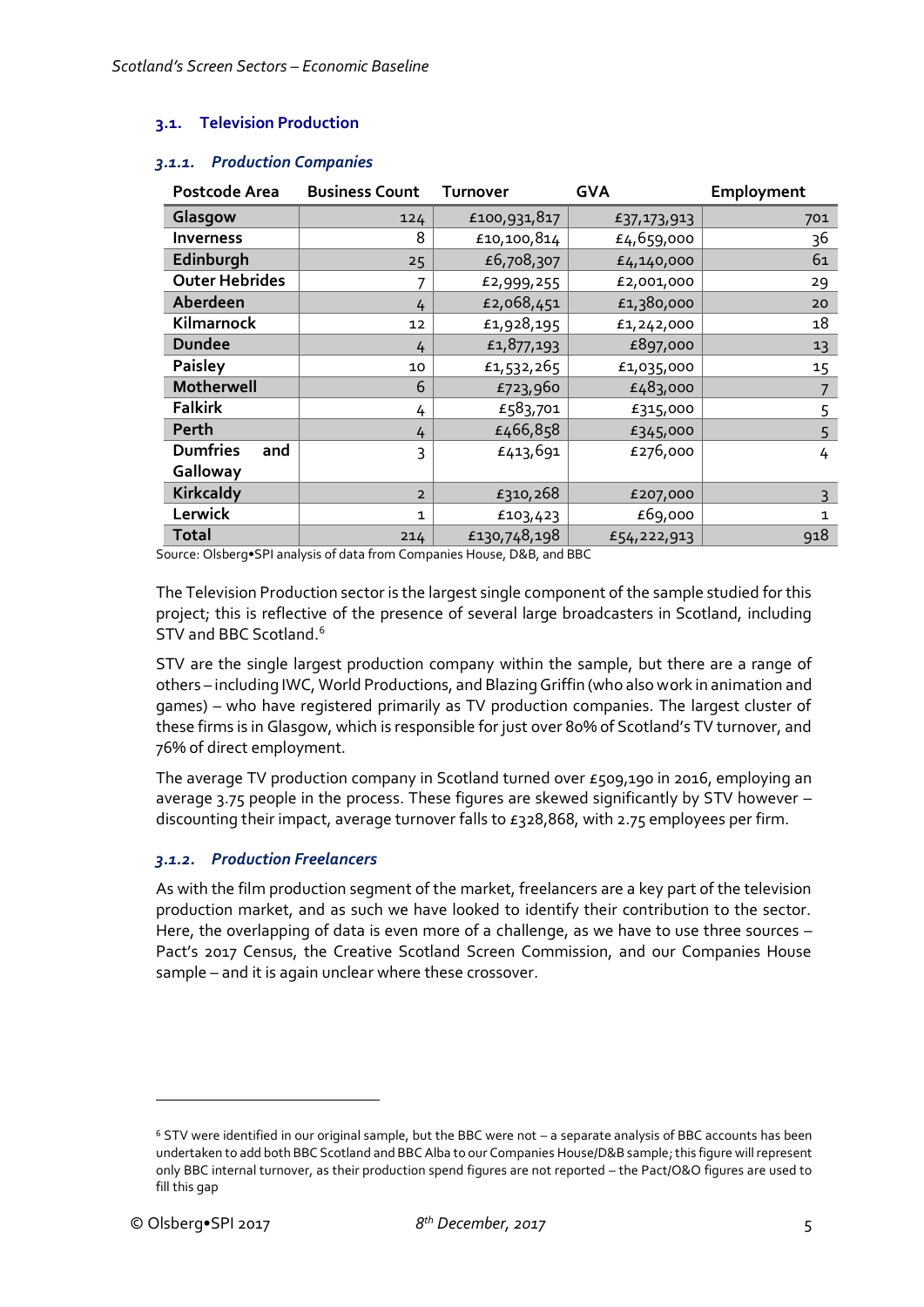## 3.1. Television Production

### 3.1.1. Production Companies

| Postcode Area | Business Count | Turnover | GVA | Employment |
|---|---|---|---|---|
| Glasgow | 124 | £100,931,817 | £37,173,913 | 701 |
| Inverness | 8 | £10,100,814 | £4,659,000 | 36 |
| Edinburgh | 25 | £6,708,307 | £4,140,000 | 61 |
| Outer Hebrides | 7 | £2,999,255 | £2,001,000 | 29 |
| Aberdeen | 4 | £2,068,451 | £1,380,000 | 20 |
| Kilmarnock | 12 | £1,928,195 | £1,242,000 | 18 |
| Dundee | 4 | £1,877,193 | £897,000 | 13 |
| Paisley | 10 | £1,532,265 | £1,035,000 | 15 |
| Motherwell | 6 | £723,960 | £483,000 | 7 |
| Falkirk | 4 | £583,701 | £315,000 | 5 |
| Perth | 4 | £466,858 | £345,000 | 5 |
| Dumfries and Galloway | 3 | £413,691 | £276,000 | 4 |
| Kirkcaldy | 2 | £310,268 | £207,000 | 3 |
| Lerwick | 1 | £103,423 | £69,000 | 1 |
| Total | 214 | £130,748,198 | £54,222,913 | 918 |

Source: Olsberg•SPI analysis of data from Companies House, D&B, and BBC

The Television Production sector is the largest single component of the sample studied for this project; this is reflective of the presence of several large broadcasters in Scotland, including STV and BBC Scotland.[6]

STV are the single largest production company within the sample, but there are a range of others – including IWC, World Productions, and Blazing Griffin (who also work in animation and games) – who have registered primarily as TV production companies. The largest cluster of these firms is in Glasgow, which is responsible for just over 80% of Scotland's TV turnover, and 76% of direct employment.

The average TV production company in Scotland turned over £509,190 in 2016, employing an average 3.75 people in the process. These figures are skewed significantly by STV however – discounting their impact, average turnover falls to £328,868, with 2.75 employees per firm.

### 3.1.2. Production Freelancers

As with the film production segment of the market, freelancers are a key part of the television production market, and as such we have looked to identify their contribution to the sector. Here, the overlapping of data is even more of a challenge, as we have to use three sources – Pact's 2017 Census, the Creative Scotland Screen Commission, and our Companies House sample – and it is again unclear where these crossover.

[6] STV were identified in our original sample, but the BBC were not – a separate analysis of BBC accounts has been undertaken to add both BBC Scotland and BBC Alba to our Companies House/D&B sample; this figure will represent only BBC internal turnover, as their production spend figures are not reported – the Pact/O&O figures are used to fill this gap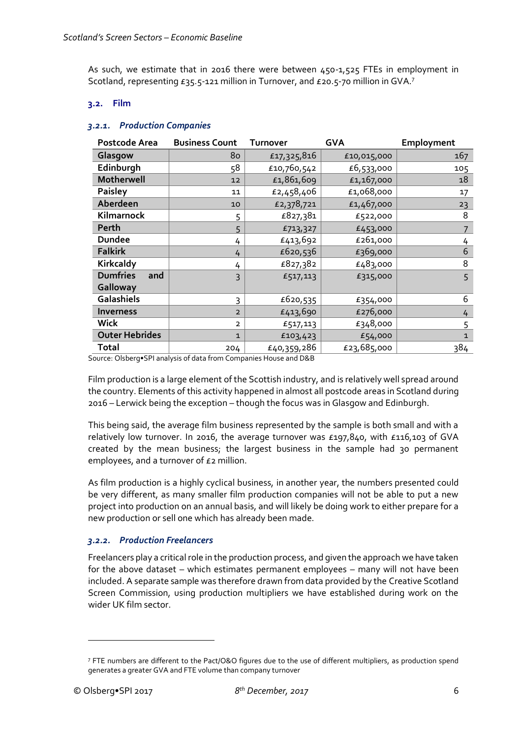As such, we estimate that in 2016 there were between 450-1,525 FTEs in employment in Scotland, representing £35.5-121 million in Turnover, and £20.5-70 million in GVA.[7]

## 3.2. Film

### 3.2.1. Production Companies

| Postcode Area | Business Count | Turnover | GVA | Employment |
|---|---|---|---|---|
| Glasgow | 80 | £17,325,816 | £10,015,000 | 167 |
| Edinburgh | 58 | £10,760,542 | £6,533,000 | 105 |
| Motherwell | 12 | £1,861,609 | £1,167,000 | 18 |
| Paisley | 11 | £2,458,406 | £1,068,000 | 17 |
| Aberdeen | 10 | £2,378,721 | £1,467,000 | 23 |
| Kilmarnock | 5 | £827,381 | £522,000 | 8 |
| Perth | 5 | £713,327 | £453,000 | 7 |
| Dundee | 4 | £413,692 | £261,000 | 4 |
| Falkirk | 4 | £620,536 | £369,000 | 6 |
| Kirkcaldy | 4 | £827,382 | £483,000 | 8 |
| Dumfries and Galloway | 3 | £517,113 | £315,000 | 5 |
| Galashiels | 3 | £620,535 | £354,000 | 6 |
| Inverness | 2 | £413,690 | £276,000 | 4 |
| Wick | 2 | £517,113 | £348,000 | 5 |
| Outer Hebrides | 1 | £103,423 | £54,000 | 1 |
| Total | 204 | £40,359,286 | £23,685,000 | 384 |

Source: Olsberg•SPI analysis of data from Companies House and D&B

Film production is a large element of the Scottish industry, and is relatively well spread around the country. Elements of this activity happened in almost all postcode areas in Scotland during 2016 – Lerwick being the exception – though the focus was in Glasgow and Edinburgh.

This being said, the average film business represented by the sample is both small and with a relatively low turnover. In 2016, the average turnover was £197,840, with £116,103 of GVA created by the mean business; the largest business in the sample had 30 permanent employees, and a turnover of £2 million.

As film production is a highly cyclical business, in another year, the numbers presented could be very different, as many smaller film production companies will not be able to put a new project into production on an annual basis, and will likely be doing work to either prepare for a new production or sell one which has already been made.

### 3.2.2. Production Freelancers

Freelancers play a critical role in the production process, and given the approach we have taken for the above dataset – which estimates permanent employees – many will not have been included. A separate sample was therefore drawn from data provided by the Creative Scotland Screen Commission, using production multipliers we have established during work on the wider UK film sector.

[7] FTE numbers are different to the Pact/O&O figures due to the use of different multipliers, as production spend generates a greater GVA and FTE volume than company turnover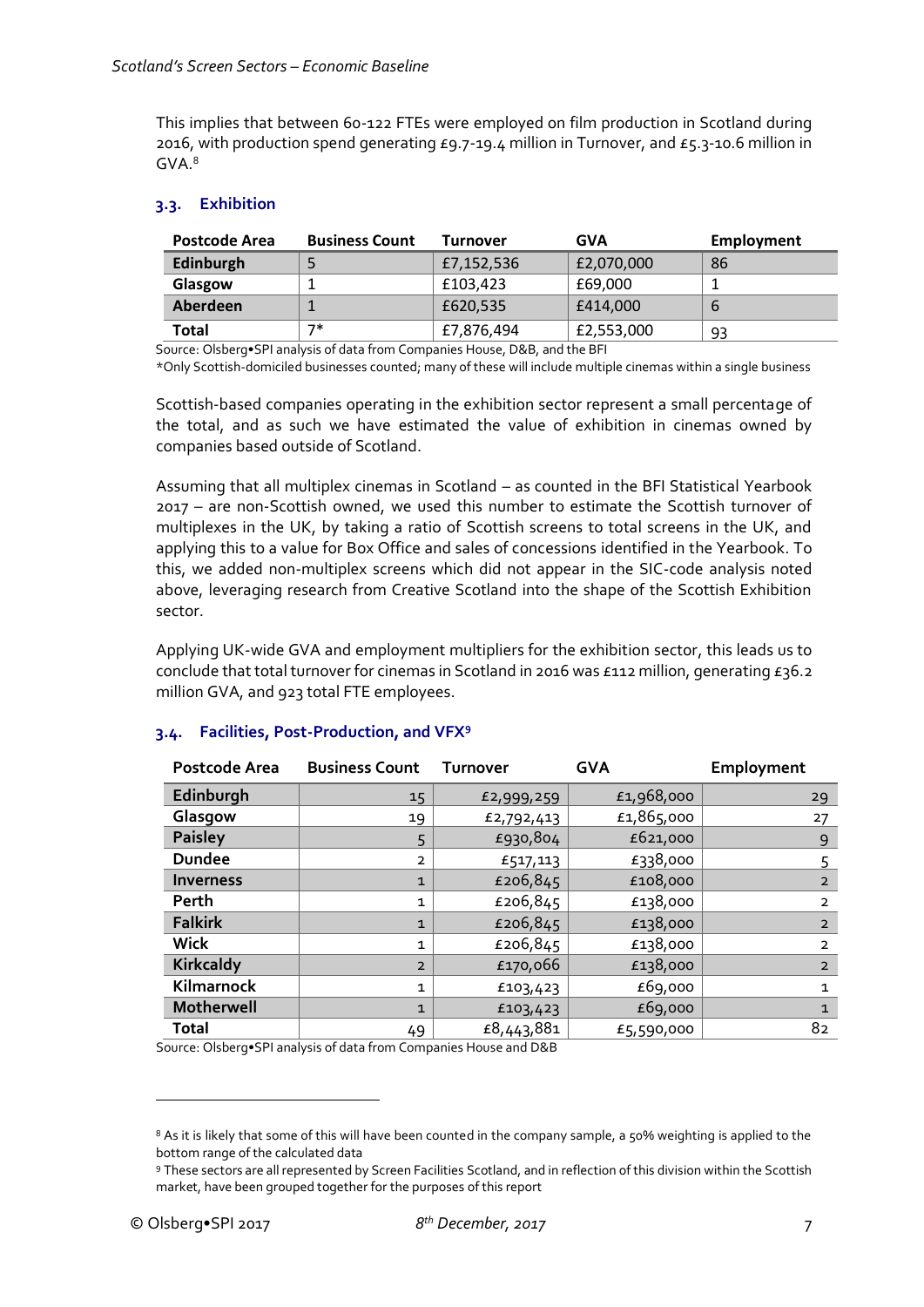This implies that between 60-122 FTEs were employed on film production in Scotland during 2016, with production spend generating £9.7-19.4 million in Turnover, and £5.3-10.6 million in GVA.[8]

### 3.3. Exhibition

| Postcode Area | Business Count | Turnover | GVA | Employment |
|---|---|---|---|---|
| **Edinburgh** | 5 | £7,152,536 | £2,070,000 | 86 |
| **Glasgow** | 1 | £103,423 | £69,000 | 1 |
| **Aberdeen** | 1 | £620,535 | £414,000 | 6 |
| **Total** | 7* | £7,876,494 | £2,553,000 | 93 |

Source: Olsberg•SPI analysis of data from Companies House, D&B, and the BFI

*Only Scottish-domiciled businesses counted; many of these will include multiple cinemas within a single business

Scottish-based companies operating in the exhibition sector represent a small percentage of the total, and as such we have estimated the value of exhibition in cinemas owned by companies based outside of Scotland.

Assuming that all multiplex cinemas in Scotland – as counted in the BFI Statistical Yearbook 2017 – are non-Scottish owned, we used this number to estimate the Scottish turnover of multiplexes in the UK, by taking a ratio of Scottish screens to total screens in the UK, and applying this to a value for Box Office and sales of concessions identified in the Yearbook. To this, we added non-multiplex screens which did not appear in the SIC-code analysis noted above, leveraging research from Creative Scotland into the shape of the Scottish Exhibition sector.

Applying UK-wide GVA and employment multipliers for the exhibition sector, this leads us to conclude that total turnover for cinemas in Scotland in 2016 was £112 million, generating £36.2 million GVA, and 923 total FTE employees.

### 3.4. Facilities, Post-Production, and VFX[9]

| Postcode Area | Business Count | Turnover | GVA | Employment |
|---|---|---|---|---|
| **Edinburgh** | 15 | £2,999,259 | £1,968,000 | 29 |
| **Glasgow** | 19 | £2,792,413 | £1,865,000 | 27 |
| **Paisley** | 5 | £930,804 | £621,000 | 9 |
| **Dundee** | 2 | £517,113 | £338,000 | 5 |
| **Inverness** | 1 | £206,845 | £108,000 | 2 |
| **Perth** | 1 | £206,845 | £138,000 | 2 |
| **Falkirk** | 1 | £206,845 | £138,000 | 2 |
| **Wick** | 1 | £206,845 | £138,000 | 2 |
| **Kirkcaldy** | 2 | £170,066 | £138,000 | 2 |
| **Kilmarnock** | 1 | £103,423 | £69,000 | 1 |
| **Motherwell** | 1 | £103,423 | £69,000 | 1 |
| **Total** | 49 | £8,443,881 | £5,590,000 | 82 |

Source: Olsberg•SPI analysis of data from Companies House and D&B

[8] As it is likely that some of this will have been counted in the company sample, a 50% weighting is applied to the bottom range of the calculated data

[9] These sectors are all represented by Screen Facilities Scotland, and in reflection of this division within the Scottish market, have been grouped together for the purposes of this report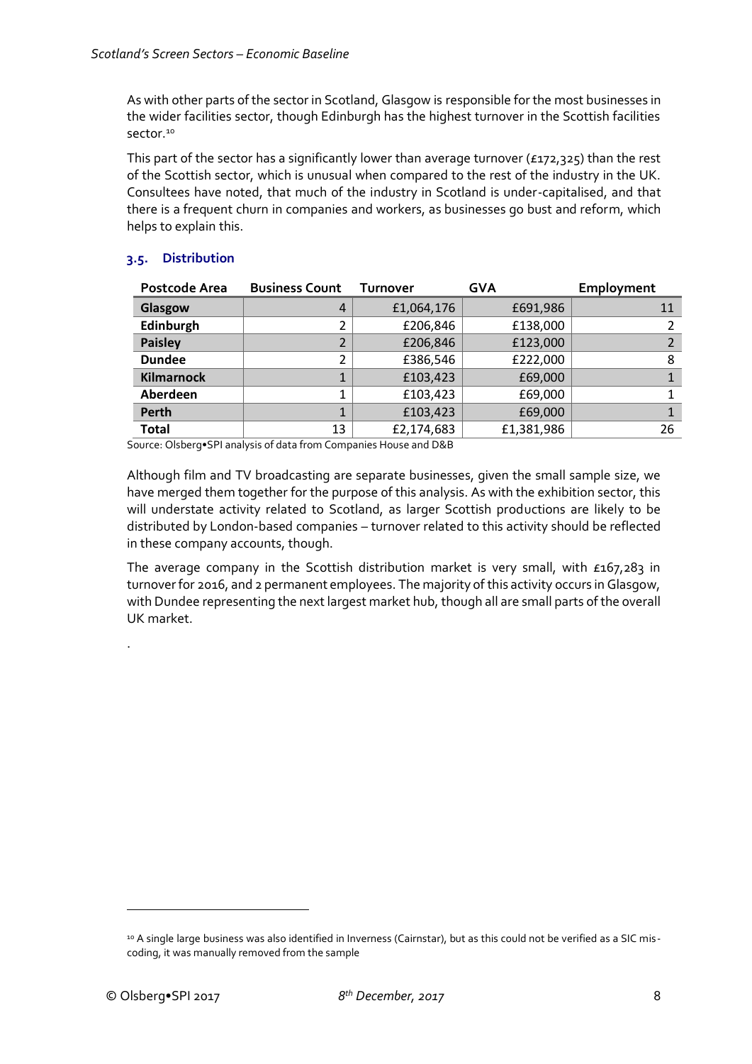As with other parts of the sector in Scotland, Glasgow is responsible for the most businesses in the wider facilities sector, though Edinburgh has the highest turnover in the Scottish facilities sector.[10]

This part of the sector has a significantly lower than average turnover (£172,325) than the rest of the Scottish sector, which is unusual when compared to the rest of the industry in the UK. Consultees have noted, that much of the industry in Scotland is under-capitalised, and that there is a frequent churn in companies and workers, as businesses go bust and reform, which helps to explain this.

## 3.5. Distribution

| Postcode Area | Business Count | Turnover | GVA | Employment |
|---|---|---|---|---|
| **Glasgow** | 4 | £1,064,176 | £691,986 | 11 |
| **Edinburgh** | 2 | £206,846 | £138,000 | 2 |
| **Paisley** | 2 | £206,846 | £123,000 | 2 |
| **Dundee** | 2 | £386,546 | £222,000 | 8 |
| **Kilmarnock** | 1 | £103,423 | £69,000 | 1 |
| **Aberdeen** | 1 | £103,423 | £69,000 | 1 |
| **Perth** | 1 | £103,423 | £69,000 | 1 |
| **Total** | 13 | £2,174,683 | £1,381,986 | 26 |

Source: Olsberg•SPI analysis of data from Companies House and D&B

Although film and TV broadcasting are separate businesses, given the small sample size, we have merged them together for the purpose of this analysis. As with the exhibition sector, this will understate activity related to Scotland, as larger Scottish productions are likely to be distributed by London-based companies – turnover related to this activity should be reflected in these company accounts, though.

The average company in the Scottish distribution market is very small, with £167,283 in turnover for 2016, and 2 permanent employees. The majority of this activity occurs in Glasgow, with Dundee representing the next largest market hub, though all are small parts of the overall UK market.

.

[10] A single large business was also identified in Inverness (Cairnstar), but as this could not be verified as a SIC mis-coding, it was manually removed from the sample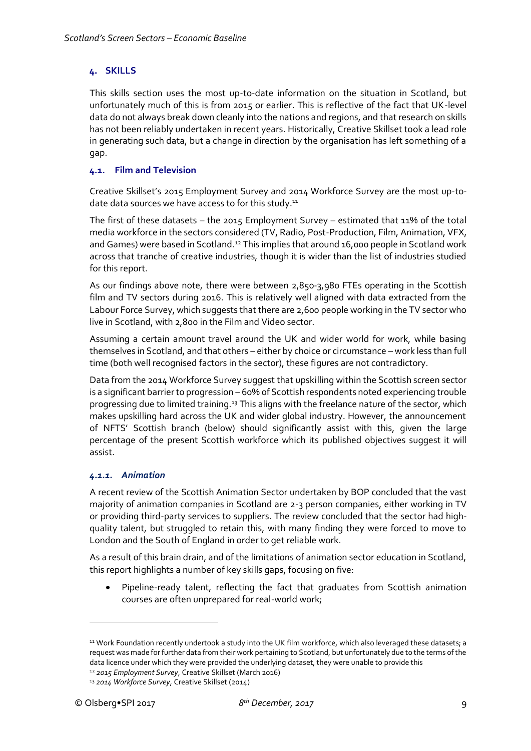## 4. SKILLS

This skills section uses the most up-to-date information on the situation in Scotland, but unfortunately much of this is from 2015 or earlier. This is reflective of the fact that UK-level data do not always break down cleanly into the nations and regions, and that research on skills has not been reliably undertaken in recent years. Historically, Creative Skillset took a lead role in generating such data, but a change in direction by the organisation has left something of a gap.

### 4.1. Film and Television

Creative Skillset's 2015 Employment Survey and 2014 Workforce Survey are the most up-to-date data sources we have access to for this study.[11]

The first of these datasets – the 2015 Employment Survey – estimated that 11% of the total media workforce in the sectors considered (TV, Radio, Post-Production, Film, Animation, VFX, and Games) were based in Scotland.[12] This implies that around 16,000 people in Scotland work across that tranche of creative industries, though it is wider than the list of industries studied for this report.

As our findings above note, there were between 2,850-3,980 FTEs operating in the Scottish film and TV sectors during 2016. This is relatively well aligned with data extracted from the Labour Force Survey, which suggests that there are 2,600 people working in the TV sector who live in Scotland, with 2,800 in the Film and Video sector.

Assuming a certain amount travel around the UK and wider world for work, while basing themselves in Scotland, and that others – either by choice or circumstance – work less than full time (both well recognised factors in the sector), these figures are not contradictory.

Data from the 2014 Workforce Survey suggest that upskilling within the Scottish screen sector is a significant barrier to progression – 60% of Scottish respondents noted experiencing trouble progressing due to limited training.[13] This aligns with the freelance nature of the sector, which makes upskilling hard across the UK and wider global industry. However, the announcement of NFTS' Scottish branch (below) should significantly assist with this, given the large percentage of the present Scottish workforce which its published objectives suggest it will assist.

#### *4.1.1. Animation*

A recent review of the Scottish Animation Sector undertaken by BOP concluded that the vast majority of animation companies in Scotland are 2-3 person companies, either working in TV or providing third-party services to suppliers. The review concluded that the sector had high-quality talent, but struggled to retain this, with many finding they were forced to move to London and the South of England in order to get reliable work.

As a result of this brain drain, and of the limitations of animation sector education in Scotland, this report highlights a number of key skills gaps, focusing on five:

- Pipeline-ready talent, reflecting the fact that graduates from Scottish animation courses are often unprepared for real-world work;

---

[11] Work Foundation recently undertook a study into the UK film workforce, which also leveraged these datasets; a request was made for further data from their work pertaining to Scotland, but unfortunately due to the terms of the data licence under which they were provided the underlying dataset, they were unable to provide this

[12] *2015 Employment Survey*, Creative Skillset (March 2016)

[13] *2014 Workforce Survey*, Creative Skillset (2014)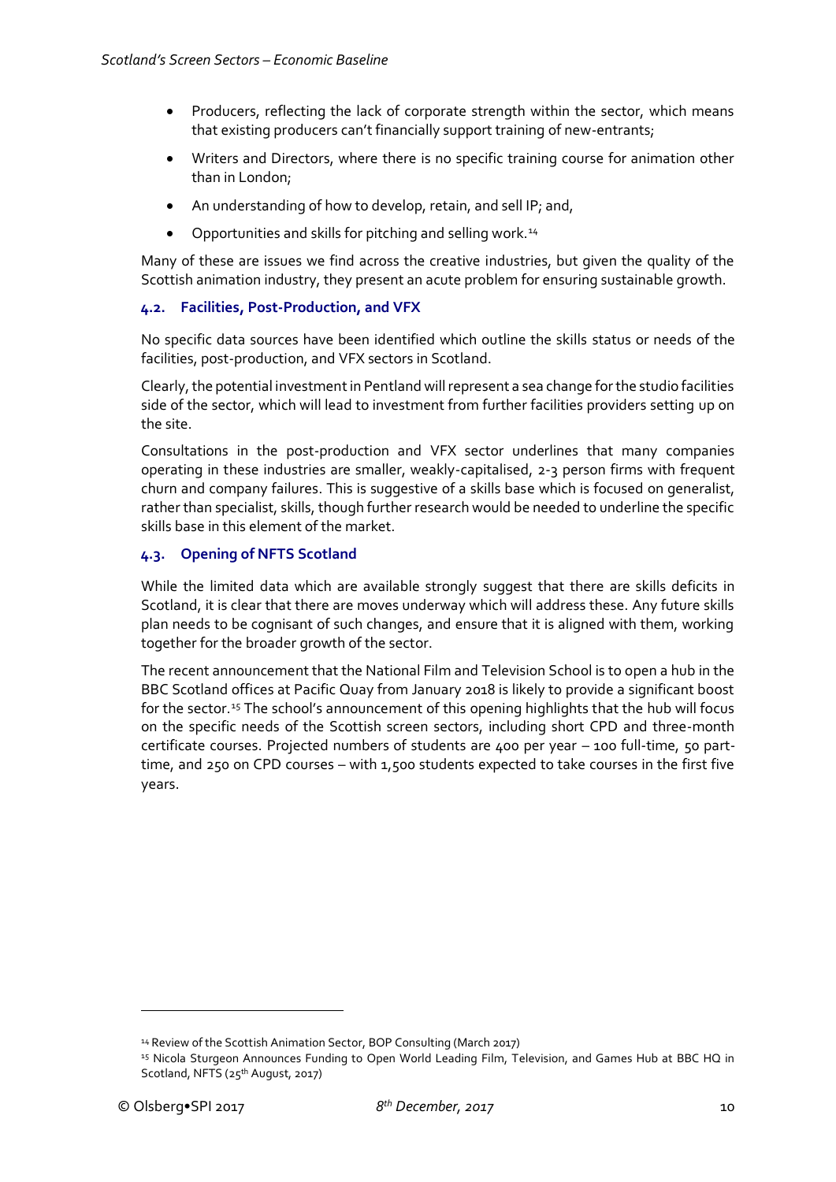- Producers, reflecting the lack of corporate strength within the sector, which means that existing producers can't financially support training of new-entrants;
- Writers and Directors, where there is no specific training course for animation other than in London;
- An understanding of how to develop, retain, and sell IP; and,
- Opportunities and skills for pitching and selling work.[14]

Many of these are issues we find across the creative industries, but given the quality of the Scottish animation industry, they present an acute problem for ensuring sustainable growth.

### 4.2. Facilities, Post-Production, and VFX

No specific data sources have been identified which outline the skills status or needs of the facilities, post-production, and VFX sectors in Scotland.

Clearly, the potential investment in Pentland will represent a sea change for the studio facilities side of the sector, which will lead to investment from further facilities providers setting up on the site.

Consultations in the post-production and VFX sector underlines that many companies operating in these industries are smaller, weakly-capitalised, 2-3 person firms with frequent churn and company failures. This is suggestive of a skills base which is focused on generalist, rather than specialist, skills, though further research would be needed to underline the specific skills base in this element of the market.

### 4.3. Opening of NFTS Scotland

While the limited data which are available strongly suggest that there are skills deficits in Scotland, it is clear that there are moves underway which will address these. Any future skills plan needs to be cognisant of such changes, and ensure that it is aligned with them, working together for the broader growth of the sector.

The recent announcement that the National Film and Television School is to open a hub in the BBC Scotland offices at Pacific Quay from January 2018 is likely to provide a significant boost for the sector.[15] The school's announcement of this opening highlights that the hub will focus on the specific needs of the Scottish screen sectors, including short CPD and three-month certificate courses. Projected numbers of students are 400 per year – 100 full-time, 50 part-time, and 250 on CPD courses – with 1,500 students expected to take courses in the first five years.

---

[14] Review of the Scottish Animation Sector, BOP Consulting (March 2017)

[15] Nicola Sturgeon Announces Funding to Open World Leading Film, Television, and Games Hub at BBC HQ in Scotland, NFTS (25th August, 2017)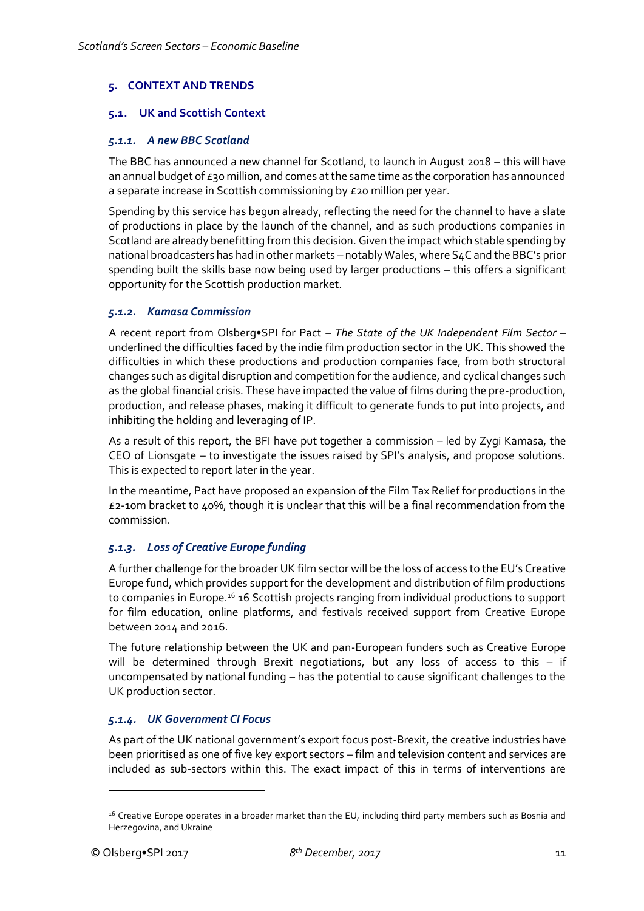## 5. CONTEXT AND TRENDS

### 5.1. UK and Scottish Context

#### *5.1.1. A new BBC Scotland*

The BBC has announced a new channel for Scotland, to launch in August 2018 – this will have an annual budget of £30 million, and comes at the same time as the corporation has announced a separate increase in Scottish commissioning by £20 million per year.

Spending by this service has begun already, reflecting the need for the channel to have a slate of productions in place by the launch of the channel, and as such productions companies in Scotland are already benefitting from this decision. Given the impact which stable spending by national broadcasters has had in other markets – notably Wales, where S4C and the BBC's prior spending built the skills base now being used by larger productions – this offers a significant opportunity for the Scottish production market.

#### *5.1.2. Kamasa Commission*

A recent report from Olsberg•SPI for Pact – *The State of the UK Independent Film Sector* – underlined the difficulties faced by the indie film production sector in the UK. This showed the difficulties in which these productions and production companies face, from both structural changes such as digital disruption and competition for the audience, and cyclical changes such as the global financial crisis. These have impacted the value of films during the pre-production, production, and release phases, making it difficult to generate funds to put into projects, and inhibiting the holding and leveraging of IP.

As a result of this report, the BFI have put together a commission – led by Zygi Kamasa, the CEO of Lionsgate – to investigate the issues raised by SPI's analysis, and propose solutions. This is expected to report later in the year.

In the meantime, Pact have proposed an expansion of the Film Tax Relief for productions in the £2-10m bracket to 40%, though it is unclear that this will be a final recommendation from the commission.

#### *5.1.3. Loss of Creative Europe funding*

A further challenge for the broader UK film sector will be the loss of access to the EU's Creative Europe fund, which provides support for the development and distribution of film productions to companies in Europe.[16] 16 Scottish projects ranging from individual productions to support for film education, online platforms, and festivals received support from Creative Europe between 2014 and 2016.

The future relationship between the UK and pan-European funders such as Creative Europe will be determined through Brexit negotiations, but any loss of access to this – if uncompensated by national funding – has the potential to cause significant challenges to the UK production sector.

#### *5.1.4. UK Government CI Focus*

As part of the UK national government's export focus post-Brexit, the creative industries have been prioritised as one of five key export sectors – film and television content and services are included as sub-sectors within this. The exact impact of this in terms of interventions are

---

[16] Creative Europe operates in a broader market than the EU, including third party members such as Bosnia and Herzegovina, and Ukraine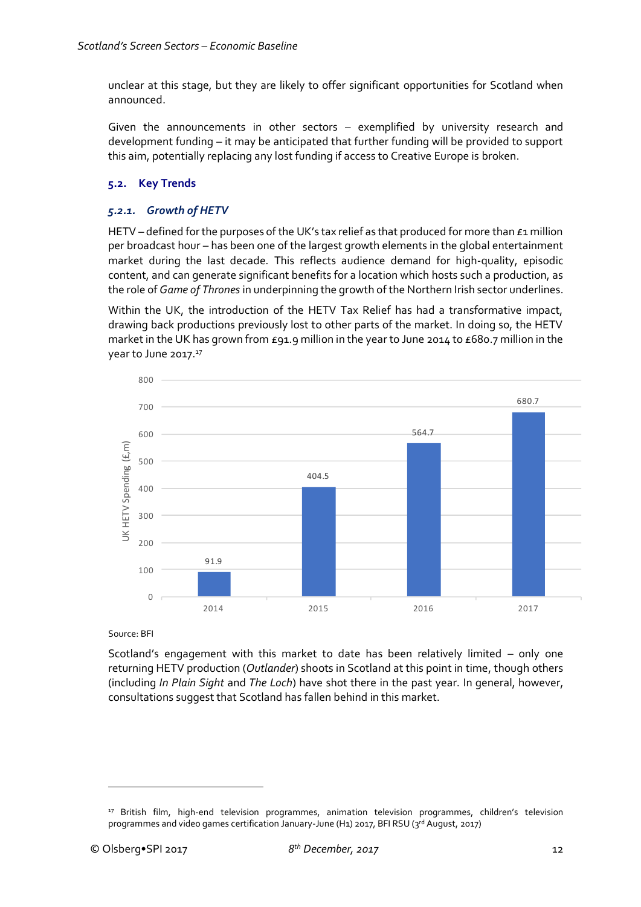unclear at this stage, but they are likely to offer significant opportunities for Scotland when announced.

Given the announcements in other sectors – exemplified by university research and development funding – it may be anticipated that further funding will be provided to support this aim, potentially replacing any lost funding if access to Creative Europe is broken.

## 5.2. Key Trends

### *5.2.1. Growth of HETV*

HETV – defined for the purposes of the UK's tax relief as that produced for more than £1 million per broadcast hour – has been one of the largest growth elements in the global entertainment market during the last decade. This reflects audience demand for high-quality, episodic content, and can generate significant benefits for a location which hosts such a production, as the role of *Game of Thrones* in underpinning the growth of the Northern Irish sector underlines.

Within the UK, the introduction of the HETV Tax Relief has had a transformative impact, drawing back productions previously lost to other parts of the market. In doing so, the HETV market in the UK has grown from £91.9 million in the year to June 2014 to £680.7 million in the year to June 2017.[17]

| Year | UK HETV Spending (£,m) |
|---|---|
| 2014 | 91.9 |
| 2015 | 404.5 |
| 2016 | 564.7 |
| 2017 | 680.7 |

Source: BFI

Scotland's engagement with this market to date has been relatively limited – only one returning HETV production (*Outlander*) shoots in Scotland at this point in time, though others (including *In Plain Sight* and *The Loch*) have shot there in the past year. In general, however, consultations suggest that Scotland has fallen behind in this market.

[17] British film, high-end television programmes, animation television programmes, children's television programmes and video games certification January-June (H1) 2017, BFI RSU (3rd August, 2017)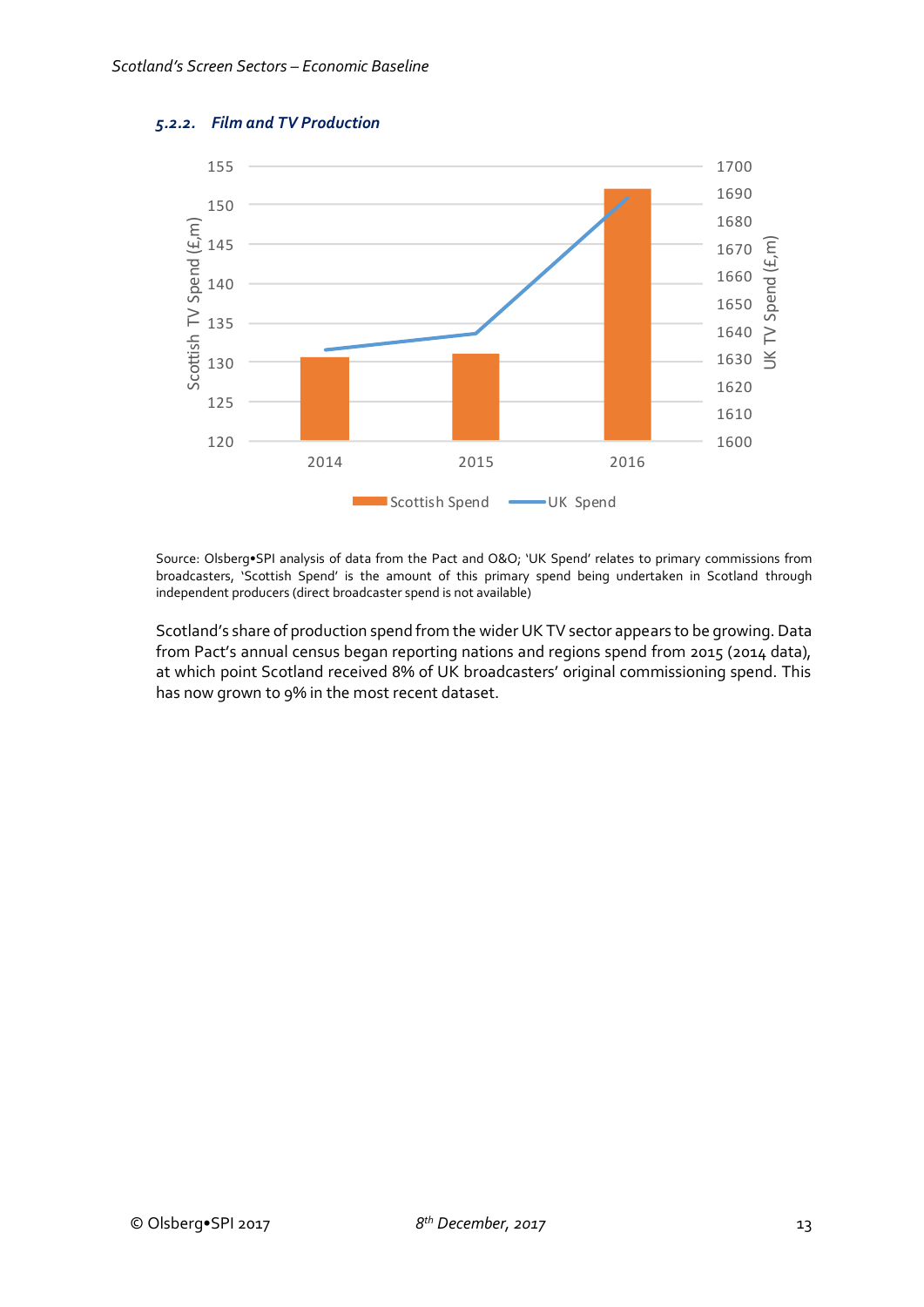### 5.2.2. Film and TV Production

Source: Olsberg•SPI analysis of data from the Pact and O&O; 'UK Spend' relates to primary commissions from broadcasters, 'Scottish Spend' is the amount of this primary spend being undertaken in Scotland through independent producers (direct broadcaster spend is not available)

Scotland's share of production spend from the wider UK TV sector appears to be growing. Data from Pact's annual census began reporting nations and regions spend from 2015 (2014 data), at which point Scotland received 8% of UK broadcasters' original commissioning spend. This has now grown to 9% in the most recent dataset.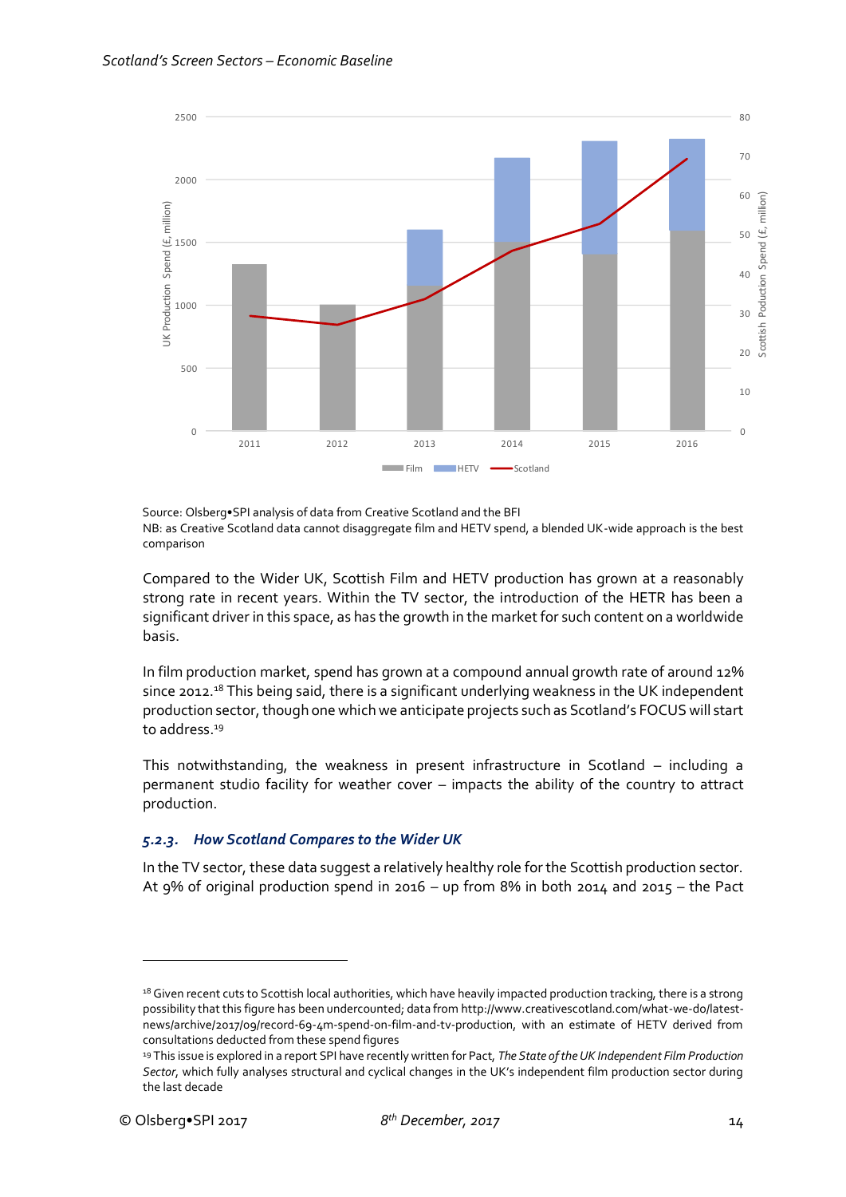Source: Olsberg•SPI analysis of data from Creative Scotland and the BFI
NB: as Creative Scotland data cannot disaggregate film and HETV spend, a blended UK-wide approach is the best comparison

Compared to the Wider UK, Scottish Film and HETV production has grown at a reasonably strong rate in recent years. Within the TV sector, the introduction of the HETR has been a significant driver in this space, as has the growth in the market for such content on a worldwide basis.

In film production market, spend has grown at a compound annual growth rate of around 12% since 2012.[18] This being said, there is a significant underlying weakness in the UK independent production sector, though one which we anticipate projects such as Scotland's FOCUS will start to address.[19]

This notwithstanding, the weakness in present infrastructure in Scotland – including a permanent studio facility for weather cover – impacts the ability of the country to attract production.

### *5.2.3. How Scotland Compares to the Wider UK*

In the TV sector, these data suggest a relatively healthy role for the Scottish production sector. At 9% of original production spend in 2016 – up from 8% in both 2014 and 2015 – the Pact

[18] Given recent cuts to Scottish local authorities, which have heavily impacted production tracking, there is a strong possibility that this figure has been undercounted; data from http://www.creativescotland.com/what-we-do/latest-news/archive/2017/09/record-69-4m-spend-on-film-and-tv-production, with an estimate of HETV derived from consultations deducted from these spend figures

[19] This issue is explored in a report SPI have recently written for Pact, *The State of the UK Independent Film Production Sector*, which fully analyses structural and cyclical changes in the UK's independent film production sector during the last decade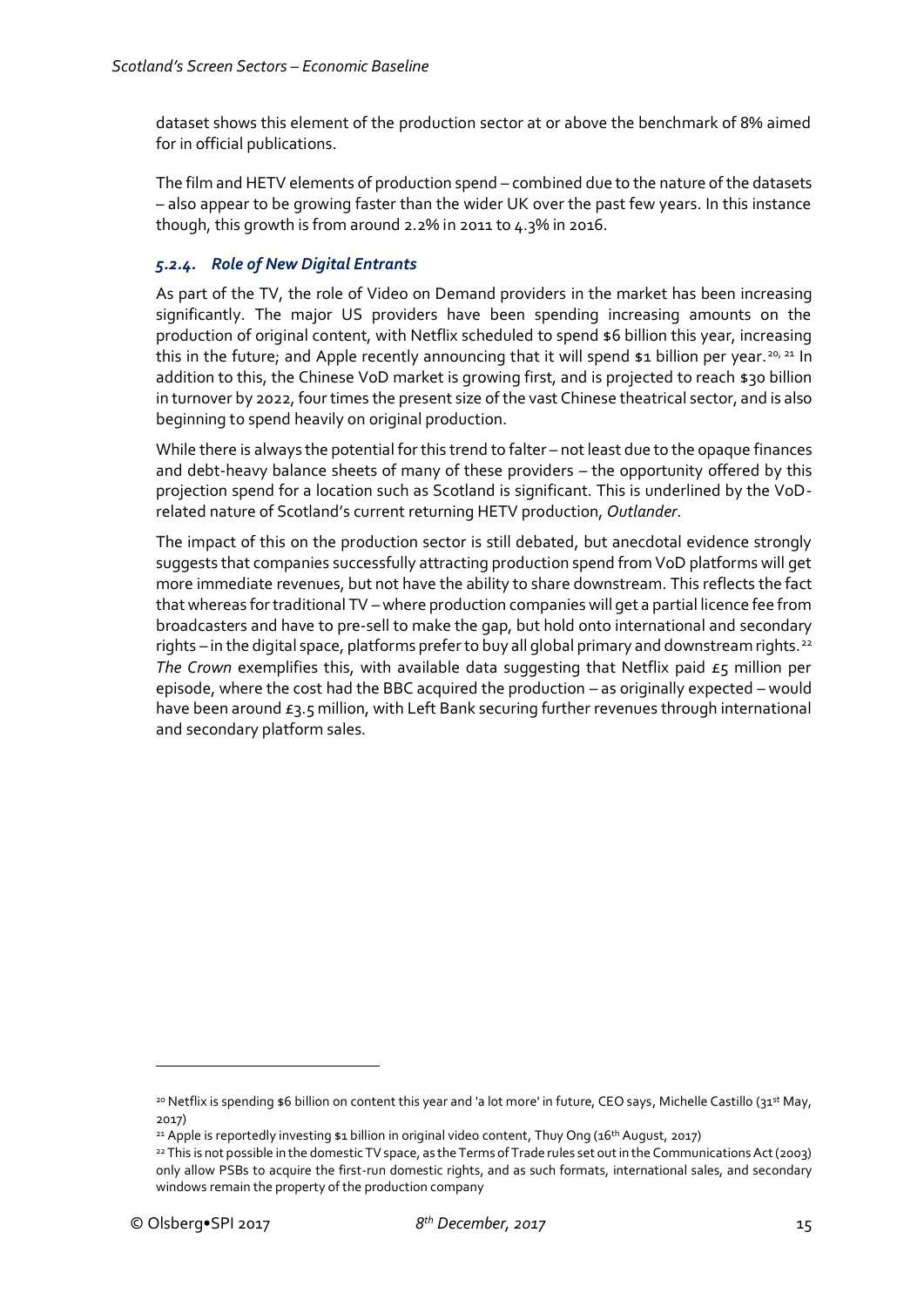dataset shows this element of the production sector at or above the benchmark of 8% aimed for in official publications.

The film and HETV elements of production spend – combined due to the nature of the datasets – also appear to be growing faster than the wider UK over the past few years. In this instance though, this growth is from around 2.2% in 2011 to 4.3% in 2016.

### *5.2.4. Role of New Digital Entrants*

As part of the TV, the role of Video on Demand providers in the market has been increasing significantly. The major US providers have been spending increasing amounts on the production of original content, with Netflix scheduled to spend $6 billion this year, increasing this in the future; and Apple recently announcing that it will spend $1 billion per year.[20, 21] In addition to this, the Chinese VoD market is growing first, and is projected to reach $30 billion in turnover by 2022, four times the present size of the vast Chinese theatrical sector, and is also beginning to spend heavily on original production.

While there is always the potential for this trend to falter – not least due to the opaque finances and debt-heavy balance sheets of many of these providers – the opportunity offered by this projection spend for a location such as Scotland is significant. This is underlined by the VoD-related nature of Scotland's current returning HETV production, *Outlander*.

The impact of this on the production sector is still debated, but anecdotal evidence strongly suggests that companies successfully attracting production spend from VoD platforms will get more immediate revenues, but not have the ability to share downstream. This reflects the fact that whereas for traditional TV – where production companies will get a partial licence fee from broadcasters and have to pre-sell to make the gap, but hold onto international and secondary rights – in the digital space, platforms prefer to buy all global primary and downstream rights.[22] *The Crown* exemplifies this, with available data suggesting that Netflix paid £5 million per episode, where the cost had the BBC acquired the production – as originally expected – would have been around £3.5 million, with Left Bank securing further revenues through international and secondary platform sales.

---

[20] Netflix is spending $6 billion on content this year and 'a lot more' in future, CEO says, Michelle Castillo (31st May, 2017)

[21] Apple is reportedly investing $1 billion in original video content, Thuy Ong (16th August, 2017)

[22] This is not possible in the domestic TV space, as the Terms of Trade rules set out in the Communications Act (2003) only allow PSBs to acquire the first-run domestic rights, and as such formats, international sales, and secondary windows remain the property of the production company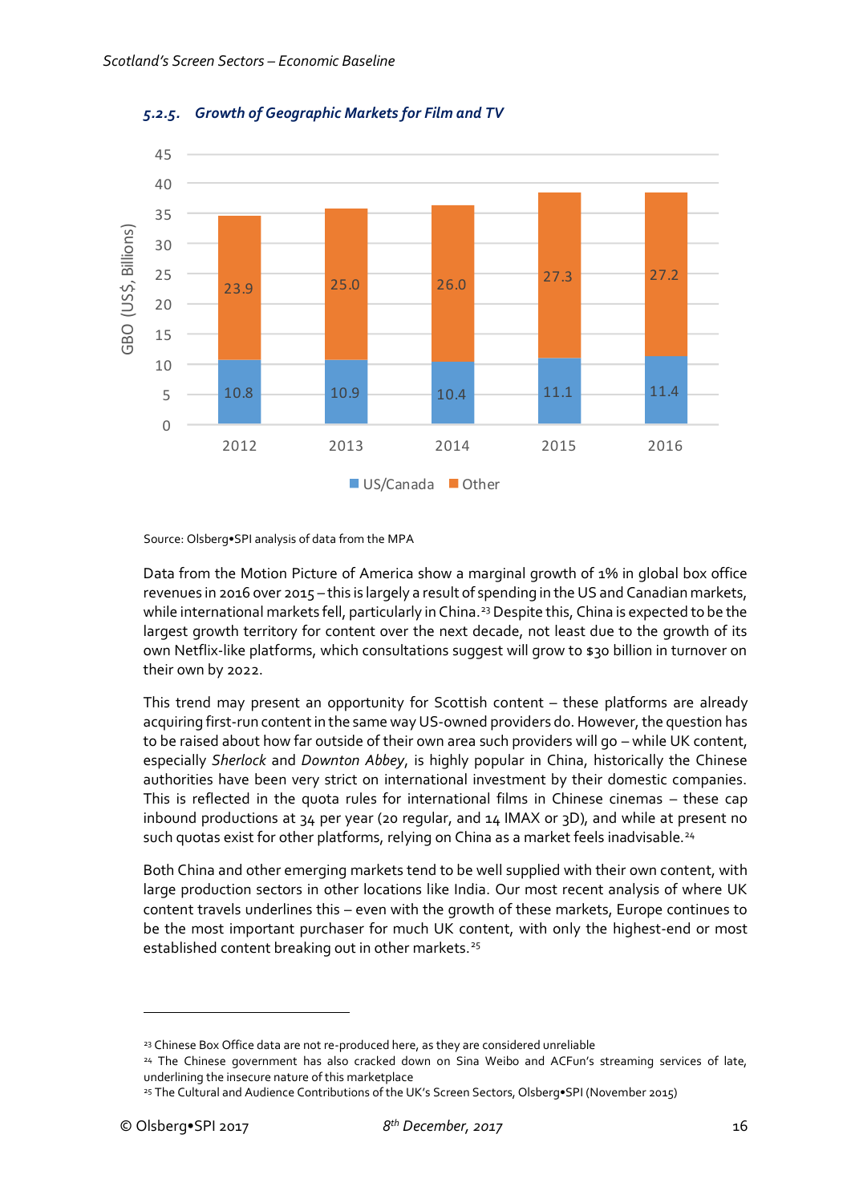#### 5.2.5. *Growth of Geographic Markets for Film and TV*

| Year | US/Canada | Other |
|---|---|---|
| 2012 | 10.8 | 23.9 |
| 2013 | 10.9 | 25.0 |
| 2014 | 10.4 | 26.0 |
| 2015 | 11.1 | 27.3 |
| 2016 | 11.4 | 27.2 |

GBO (US$, Billions)

Source: Olsberg•SPI analysis of data from the MPA

Data from the Motion Picture of America show a marginal growth of 1% in global box office revenues in 2016 over 2015 – this is largely a result of spending in the US and Canadian markets, while international markets fell, particularly in China.[23] Despite this, China is expected to be the largest growth territory for content over the next decade, not least due to the growth of its own Netflix-like platforms, which consultations suggest will grow to $30 billion in turnover on their own by 2022.

This trend may present an opportunity for Scottish content – these platforms are already acquiring first-run content in the same way US-owned providers do. However, the question has to be raised about how far outside of their own area such providers will go – while UK content, especially *Sherlock* and *Downton Abbey*, is highly popular in China, historically the Chinese authorities have been very strict on international investment by their domestic companies. This is reflected in the quota rules for international films in Chinese cinemas – these cap inbound productions at 34 per year (20 regular, and 14 IMAX or 3D), and while at present no such quotas exist for other platforms, relying on China as a market feels inadvisable.[24]

Both China and other emerging markets tend to be well supplied with their own content, with large production sectors in other locations like India. Our most recent analysis of where UK content travels underlines this – even with the growth of these markets, Europe continues to be the most important purchaser for much UK content, with only the highest-end or most established content breaking out in other markets.[25]

---

[23] Chinese Box Office data are not re-produced here, as they are considered unreliable

[24] The Chinese government has also cracked down on Sina Weibo and ACFun's streaming services of late, underlining the insecure nature of this marketplace

[25] The Cultural and Audience Contributions of the UK's Screen Sectors, Olsberg•SPI (November 2015)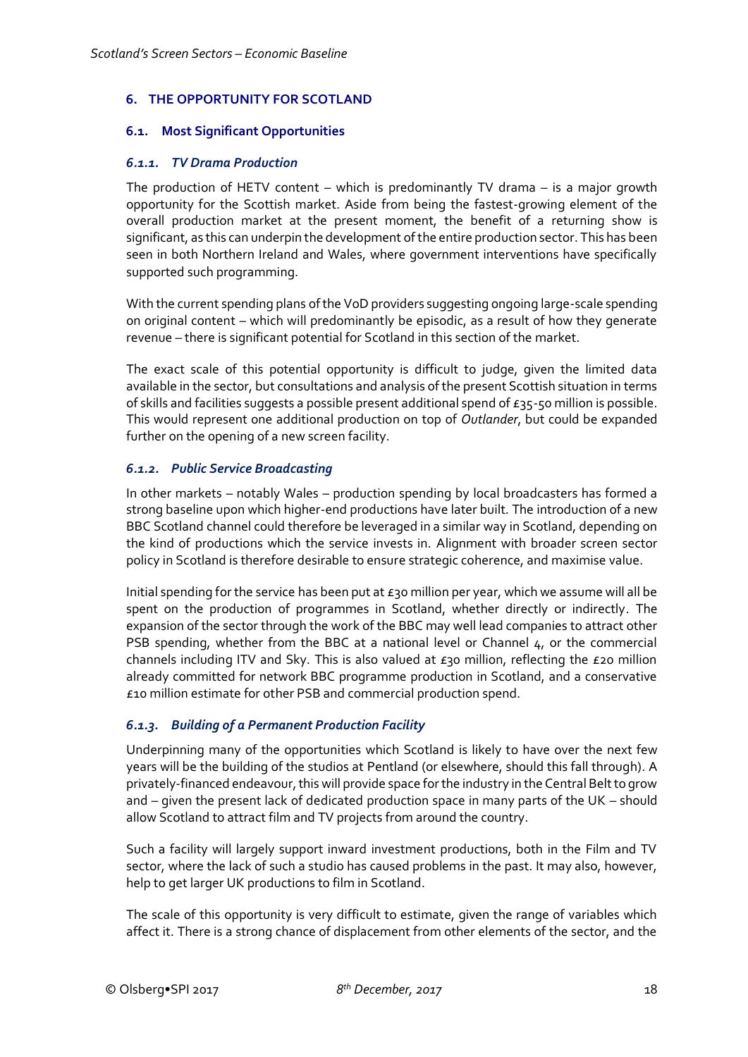## 6. THE OPPORTUNITY FOR SCOTLAND

### 6.1. Most Significant Opportunities

#### *6.1.1. TV Drama Production*

The production of HETV content – which is predominantly TV drama – is a major growth opportunity for the Scottish market. Aside from being the fastest-growing element of the overall production market at the present moment, the benefit of a returning show is significant, as this can underpin the development of the entire production sector. This has been seen in both Northern Ireland and Wales, where government interventions have specifically supported such programming.

With the current spending plans of the VoD providers suggesting ongoing large-scale spending on original content – which will predominantly be episodic, as a result of how they generate revenue – there is significant potential for Scotland in this section of the market.

The exact scale of this potential opportunity is difficult to judge, given the limited data available in the sector, but consultations and analysis of the present Scottish situation in terms of skills and facilities suggests a possible present additional spend of £35-50 million is possible. This would represent one additional production on top of *Outlander*, but could be expanded further on the opening of a new screen facility.

#### *6.1.2. Public Service Broadcasting*

In other markets – notably Wales – production spending by local broadcasters has formed a strong baseline upon which higher-end productions have later built. The introduction of a new BBC Scotland channel could therefore be leveraged in a similar way in Scotland, depending on the kind of productions which the service invests in. Alignment with broader screen sector policy in Scotland is therefore desirable to ensure strategic coherence, and maximise value.

Initial spending for the service has been put at £30 million per year, which we assume will all be spent on the production of programmes in Scotland, whether directly or indirectly. The expansion of the sector through the work of the BBC may well lead companies to attract other PSB spending, whether from the BBC at a national level or Channel 4, or the commercial channels including ITV and Sky. This is also valued at £30 million, reflecting the £20 million already committed for network BBC programme production in Scotland, and a conservative £10 million estimate for other PSB and commercial production spend.

#### *6.1.3. Building of a Permanent Production Facility*

Underpinning many of the opportunities which Scotland is likely to have over the next few years will be the building of the studios at Pentland (or elsewhere, should this fall through). A privately-financed endeavour, this will provide space for the industry in the Central Belt to grow and – given the present lack of dedicated production space in many parts of the UK – should allow Scotland to attract film and TV projects from around the country.

Such a facility will largely support inward investment productions, both in the Film and TV sector, where the lack of such a studio has caused problems in the past. It may also, however, help to get larger UK productions to film in Scotland.

The scale of this opportunity is very difficult to estimate, given the range of variables which affect it. There is a strong chance of displacement from other elements of the sector, and the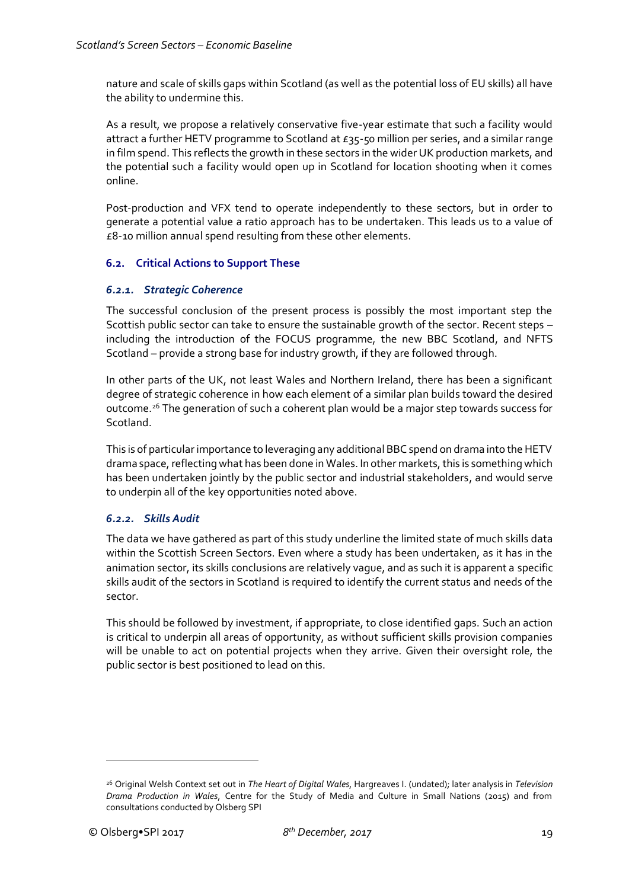nature and scale of skills gaps within Scotland (as well as the potential loss of EU skills) all have the ability to undermine this.

As a result, we propose a relatively conservative five-year estimate that such a facility would attract a further HETV programme to Scotland at £35-50 million per series, and a similar range in film spend. This reflects the growth in these sectors in the wider UK production markets, and the potential such a facility would open up in Scotland for location shooting when it comes online.

Post-production and VFX tend to operate independently to these sectors, but in order to generate a potential value a ratio approach has to be undertaken. This leads us to a value of £8-10 million annual spend resulting from these other elements.

## 6.2. Critical Actions to Support These

### *6.2.1. Strategic Coherence*

The successful conclusion of the present process is possibly the most important step the Scottish public sector can take to ensure the sustainable growth of the sector. Recent steps – including the introduction of the FOCUS programme, the new BBC Scotland, and NFTS Scotland – provide a strong base for industry growth, if they are followed through.

In other parts of the UK, not least Wales and Northern Ireland, there has been a significant degree of strategic coherence in how each element of a similar plan builds toward the desired outcome.[26] The generation of such a coherent plan would be a major step towards success for Scotland.

This is of particular importance to leveraging any additional BBC spend on drama into the HETV drama space, reflecting what has been done in Wales. In other markets, this is something which has been undertaken jointly by the public sector and industrial stakeholders, and would serve to underpin all of the key opportunities noted above.

### *6.2.2. Skills Audit*

The data we have gathered as part of this study underline the limited state of much skills data within the Scottish Screen Sectors. Even where a study has been undertaken, as it has in the animation sector, its skills conclusions are relatively vague, and as such it is apparent a specific skills audit of the sectors in Scotland is required to identify the current status and needs of the sector.

This should be followed by investment, if appropriate, to close identified gaps. Such an action is critical to underpin all areas of opportunity, as without sufficient skills provision companies will be unable to act on potential projects when they arrive. Given their oversight role, the public sector is best positioned to lead on this.

---

[26] Original Welsh Context set out in *The Heart of Digital Wales*, Hargreaves I. (undated); later analysis in *Television Drama Production in Wales*, Centre for the Study of Media and Culture in Small Nations (2015) and from consultations conducted by Olsberg SPI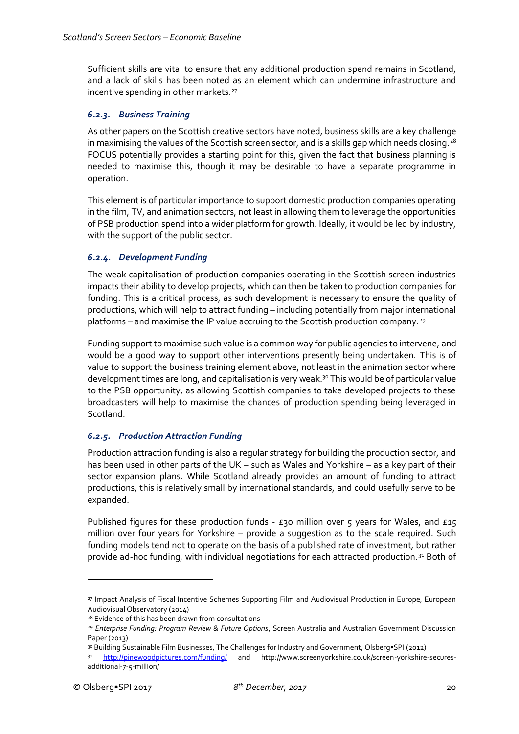Sufficient skills are vital to ensure that any additional production spend remains in Scotland, and a lack of skills has been noted as an element which can undermine infrastructure and incentive spending in other markets.[27]

### *6.2.3. Business Training*

As other papers on the Scottish creative sectors have noted, business skills are a key challenge in maximising the values of the Scottish screen sector, and is a skills gap which needs closing.[28] FOCUS potentially provides a starting point for this, given the fact that business planning is needed to maximise this, though it may be desirable to have a separate programme in operation.

This element is of particular importance to support domestic production companies operating in the film, TV, and animation sectors, not least in allowing them to leverage the opportunities of PSB production spend into a wider platform for growth. Ideally, it would be led by industry, with the support of the public sector.

### *6.2.4. Development Funding*

The weak capitalisation of production companies operating in the Scottish screen industries impacts their ability to develop projects, which can then be taken to production companies for funding. This is a critical process, as such development is necessary to ensure the quality of productions, which will help to attract funding – including potentially from major international platforms – and maximise the IP value accruing to the Scottish production company.[29]

Funding support to maximise such value is a common way for public agencies to intervene, and would be a good way to support other interventions presently being undertaken. This is of value to support the business training element above, not least in the animation sector where development times are long, and capitalisation is very weak.[30] This would be of particular value to the PSB opportunity, as allowing Scottish companies to take developed projects to these broadcasters will help to maximise the chances of production spending being leveraged in Scotland.

### *6.2.5. Production Attraction Funding*

Production attraction funding is also a regular strategy for building the production sector, and has been used in other parts of the UK – such as Wales and Yorkshire – as a key part of their sector expansion plans. While Scotland already provides an amount of funding to attract productions, this is relatively small by international standards, and could usefully serve to be expanded.

Published figures for these production funds - £30 million over 5 years for Wales, and £15 million over four years for Yorkshire – provide a suggestion as to the scale required. Such funding models tend not to operate on the basis of a published rate of investment, but rather provide ad-hoc funding, with individual negotiations for each attracted production.[31] Both of

---

[27] Impact Analysis of Fiscal Incentive Schemes Supporting Film and Audiovisual Production in Europe, European Audiovisual Observatory (2014)

[28] Evidence of this has been drawn from consultations

[29] *Enterprise Funding: Program Review & Future Options*, Screen Australia and Australian Government Discussion Paper (2013)

[30] Building Sustainable Film Businesses, The Challenges for Industry and Government, Olsberg•SPI (2012)

[31] http://pinewoodpictures.com/funding/ and http://www.screenyorkshire.co.uk/screen-yorkshire-secures-additional-7-5-million/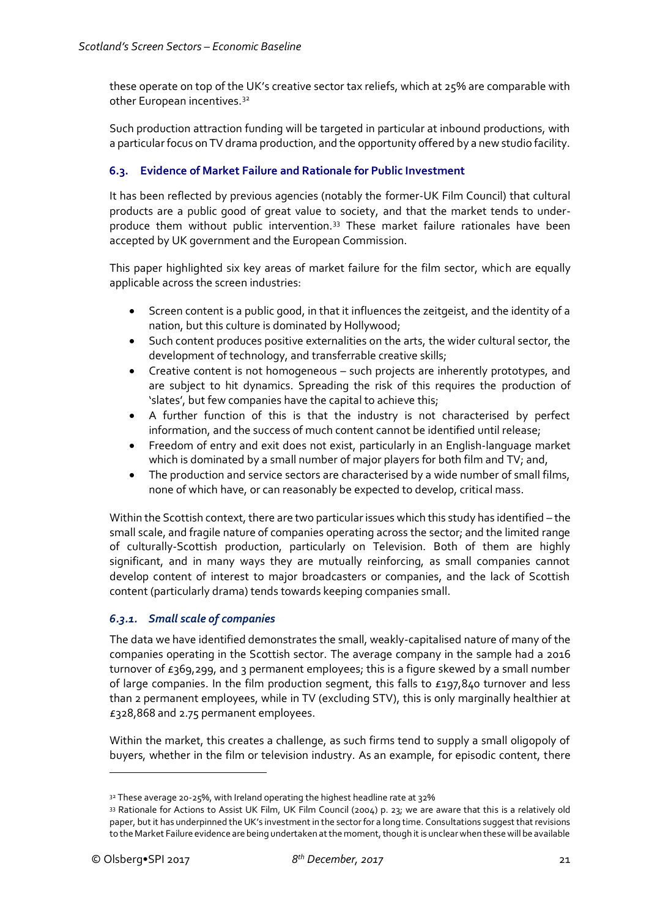these operate on top of the UK's creative sector tax reliefs, which at 25% are comparable with other European incentives.[32]

Such production attraction funding will be targeted in particular at inbound productions, with a particular focus on TV drama production, and the opportunity offered by a new studio facility.

### 6.3. Evidence of Market Failure and Rationale for Public Investment

It has been reflected by previous agencies (notably the former-UK Film Council) that cultural products are a public good of great value to society, and that the market tends to under-produce them without public intervention.[33] These market failure rationales have been accepted by UK government and the European Commission.

This paper highlighted six key areas of market failure for the film sector, which are equally applicable across the screen industries:

- Screen content is a public good, in that it influences the zeitgeist, and the identity of a nation, but this culture is dominated by Hollywood;
- Such content produces positive externalities on the arts, the wider cultural sector, the development of technology, and transferrable creative skills;
- Creative content is not homogeneous – such projects are inherently prototypes, and are subject to hit dynamics. Spreading the risk of this requires the production of 'slates', but few companies have the capital to achieve this;
- A further function of this is that the industry is not characterised by perfect information, and the success of much content cannot be identified until release;
- Freedom of entry and exit does not exist, particularly in an English-language market which is dominated by a small number of major players for both film and TV; and,
- The production and service sectors are characterised by a wide number of small films, none of which have, or can reasonably be expected to develop, critical mass.

Within the Scottish context, there are two particular issues which this study has identified – the small scale, and fragile nature of companies operating across the sector; and the limited range of culturally-Scottish production, particularly on Television. Both of them are highly significant, and in many ways they are mutually reinforcing, as small companies cannot develop content of interest to major broadcasters or companies, and the lack of Scottish content (particularly drama) tends towards keeping companies small.

#### *6.3.1. Small scale of companies*

The data we have identified demonstrates the small, weakly-capitalised nature of many of the companies operating in the Scottish sector. The average company in the sample had a 2016 turnover of £369,299, and 3 permanent employees; this is a figure skewed by a small number of large companies. In the film production segment, this falls to £197,840 turnover and less than 2 permanent employees, while in TV (excluding STV), this is only marginally healthier at £328,868 and 2.75 permanent employees.

Within the market, this creates a challenge, as such firms tend to supply a small oligopoly of buyers, whether in the film or television industry. As an example, for episodic content, there

---

[32] These average 20-25%, with Ireland operating the highest headline rate at 32%

[33] Rationale for Actions to Assist UK Film, UK Film Council (2004) p. 23; we are aware that this is a relatively old paper, but it has underpinned the UK's investment in the sector for a long time. Consultations suggest that revisions to the Market Failure evidence are being undertaken at the moment, though it is unclear when these will be available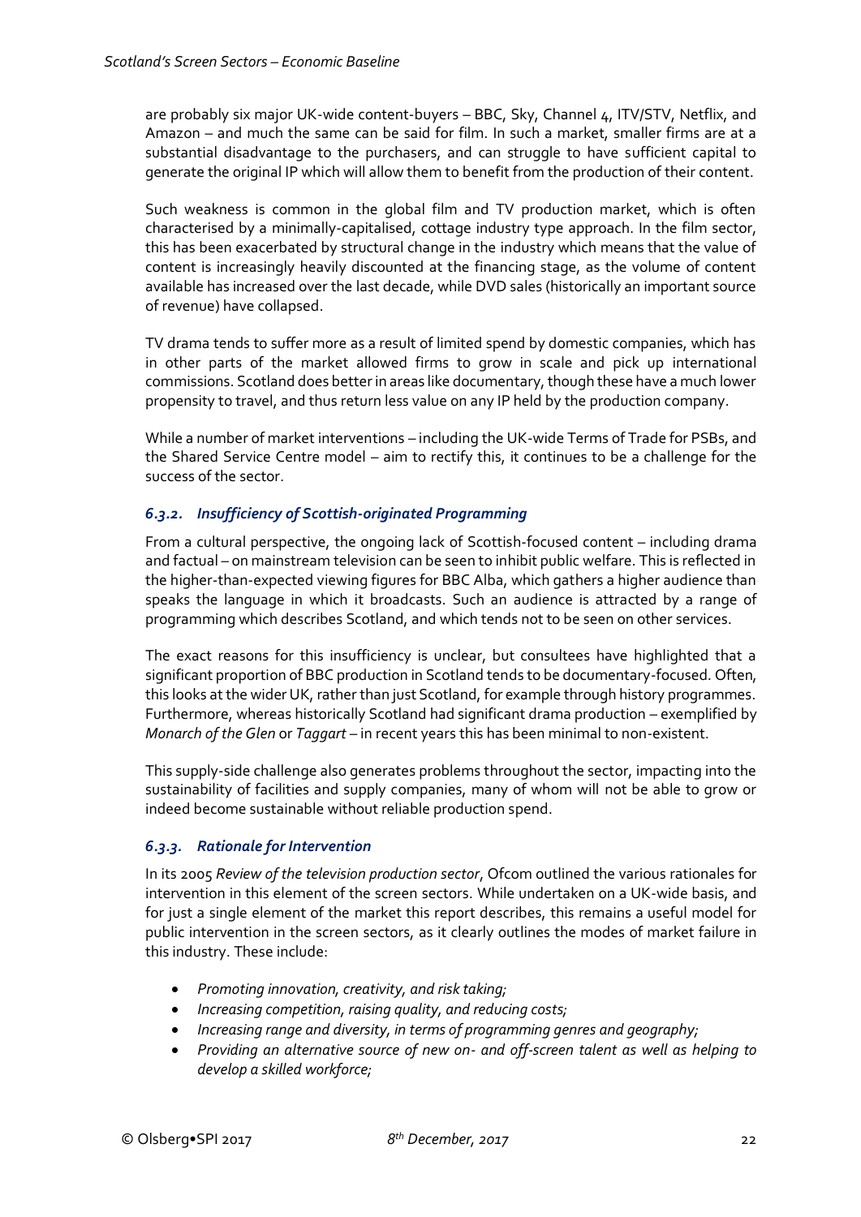are probably six major UK-wide content-buyers – BBC, Sky, Channel 4, ITV/STV, Netflix, and Amazon – and much the same can be said for film. In such a market, smaller firms are at a substantial disadvantage to the purchasers, and can struggle to have sufficient capital to generate the original IP which will allow them to benefit from the production of their content.

Such weakness is common in the global film and TV production market, which is often characterised by a minimally-capitalised, cottage industry type approach. In the film sector, this has been exacerbated by structural change in the industry which means that the value of content is increasingly heavily discounted at the financing stage, as the volume of content available has increased over the last decade, while DVD sales (historically an important source of revenue) have collapsed.

TV drama tends to suffer more as a result of limited spend by domestic companies, which has in other parts of the market allowed firms to grow in scale and pick up international commissions. Scotland does better in areas like documentary, though these have a much lower propensity to travel, and thus return less value on any IP held by the production company.

While a number of market interventions – including the UK-wide Terms of Trade for PSBs, and the Shared Service Centre model – aim to rectify this, it continues to be a challenge for the success of the sector.

### *6.3.2. Insufficiency of Scottish-originated Programming*

From a cultural perspective, the ongoing lack of Scottish-focused content – including drama and factual – on mainstream television can be seen to inhibit public welfare. This is reflected in the higher-than-expected viewing figures for BBC Alba, which gathers a higher audience than speaks the language in which it broadcasts. Such an audience is attracted by a range of programming which describes Scotland, and which tends not to be seen on other services.

The exact reasons for this insufficiency is unclear, but consultees have highlighted that a significant proportion of BBC production in Scotland tends to be documentary-focused. Often, this looks at the wider UK, rather than just Scotland, for example through history programmes. Furthermore, whereas historically Scotland had significant drama production – exemplified by *Monarch of the Glen* or *Taggart* – in recent years this has been minimal to non-existent.

This supply-side challenge also generates problems throughout the sector, impacting into the sustainability of facilities and supply companies, many of whom will not be able to grow or indeed become sustainable without reliable production spend.

### *6.3.3. Rationale for Intervention*

In its 2005 *Review of the television production sector*, Ofcom outlined the various rationales for intervention in this element of the screen sectors. While undertaken on a UK-wide basis, and for just a single element of the market this report describes, this remains a useful model for public intervention in the screen sectors, as it clearly outlines the modes of market failure in this industry. These include:

- *Promoting innovation, creativity, and risk taking;*
- *Increasing competition, raising quality, and reducing costs;*
- *Increasing range and diversity, in terms of programming genres and geography;*
- *Providing an alternative source of new on- and off-screen talent as well as helping to develop a skilled workforce;*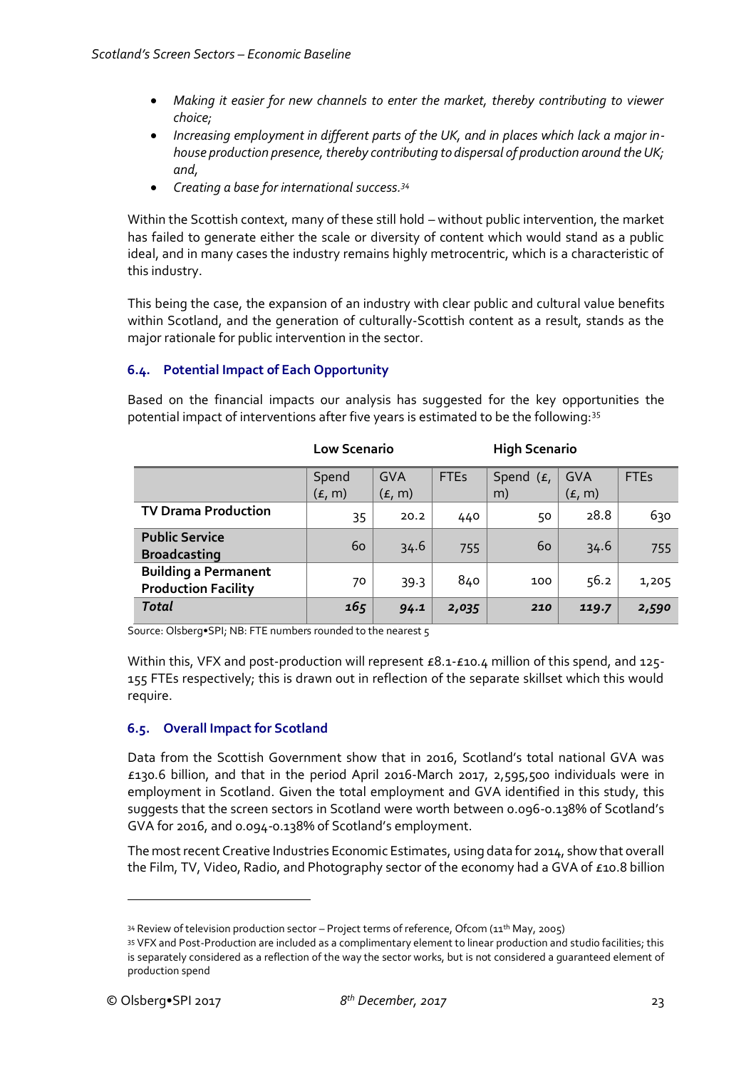- *Making it easier for new channels to enter the market, thereby contributing to viewer choice;*
- *Increasing employment in different parts of the UK, and in places which lack a major in-house production presence, thereby contributing to dispersal of production around the UK; and,*
- *Creating a base for international success.*[34]

Within the Scottish context, many of these still hold – without public intervention, the market has failed to generate either the scale or diversity of content which would stand as a public ideal, and in many cases the industry remains highly metrocentric, which is a characteristic of this industry.

This being the case, the expansion of an industry with clear public and cultural value benefits within Scotland, and the generation of culturally-Scottish content as a result, stands as the major rationale for public intervention in the sector.

### 6.4. Potential Impact of Each Opportunity

Based on the financial impacts our analysis has suggested for the key opportunities the potential impact of interventions after five years is estimated to be the following:[35]

| | Low Scenario | | | High Scenario | | |
|---|---|---|---|---|---|---|
| | Spend (£, m) | GVA (£, m) | FTEs | Spend (£, m) | GVA (£, m) | FTEs |
| **TV Drama Production** | 35 | 20.2 | 440 | 50 | 28.8 | 630 |
| **Public Service Broadcasting** | 60 | 34.6 | 755 | 60 | 34.6 | 755 |
| **Building a Permanent Production Facility** | 70 | 39.3 | 840 | 100 | 56.2 | 1,205 |
| ***Total*** | ***165*** | ***94.1*** | ***2,035*** | ***210*** | ***119.7*** | ***2,590*** |

Source: Olsberg•SPI; NB: FTE numbers rounded to the nearest 5

Within this, VFX and post-production will represent £8.1-£10.4 million of this spend, and 125-155 FTEs respectively; this is drawn out in reflection of the separate skillset which this would require.

### 6.5. Overall Impact for Scotland

Data from the Scottish Government show that in 2016, Scotland's total national GVA was £130.6 billion, and that in the period April 2016-March 2017, 2,595,500 individuals were in employment in Scotland. Given the total employment and GVA identified in this study, this suggests that the screen sectors in Scotland were worth between 0.096-0.138% of Scotland's GVA for 2016, and 0.094-0.138% of Scotland's employment.

The most recent Creative Industries Economic Estimates, using data for 2014, show that overall the Film, TV, Video, Radio, and Photography sector of the economy had a GVA of £10.8 billion

---

[34] Review of television production sector – Project terms of reference, Ofcom (11th May, 2005)

[35] VFX and Post-Production are included as a complimentary element to linear production and studio facilities; this is separately considered as a reflection of the way the sector works, but is not considered a guaranteed element of production spend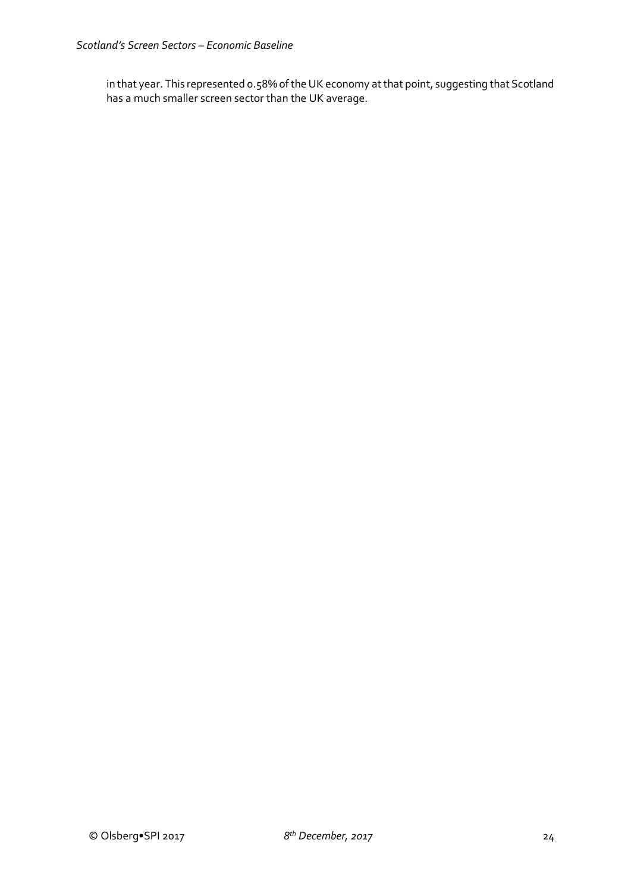in that year. This represented 0.58% of the UK economy at that point, suggesting that Scotland has a much smaller screen sector than the UK average.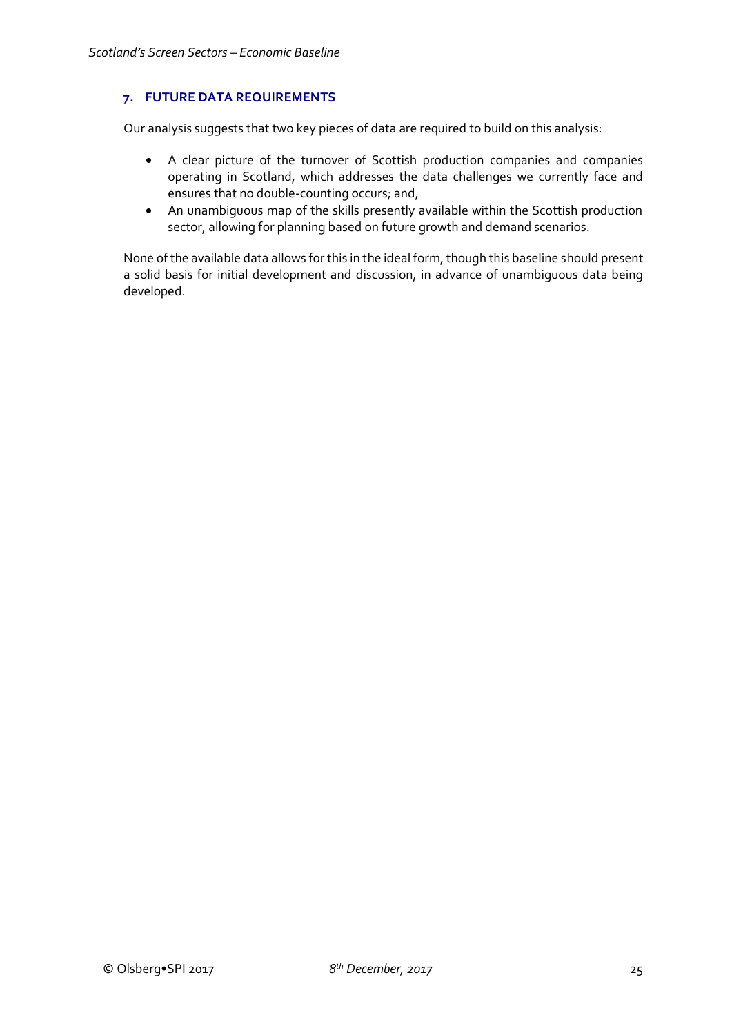## 7. FUTURE DATA REQUIREMENTS

Our analysis suggests that two key pieces of data are required to build on this analysis:

- A clear picture of the turnover of Scottish production companies and companies operating in Scotland, which addresses the data challenges we currently face and ensures that no double-counting occurs; and,
- An unambiguous map of the skills presently available within the Scottish production sector, allowing for planning based on future growth and demand scenarios.

None of the available data allows for this in the ideal form, though this baseline should present a solid basis for initial development and discussion, in advance of unambiguous data being developed.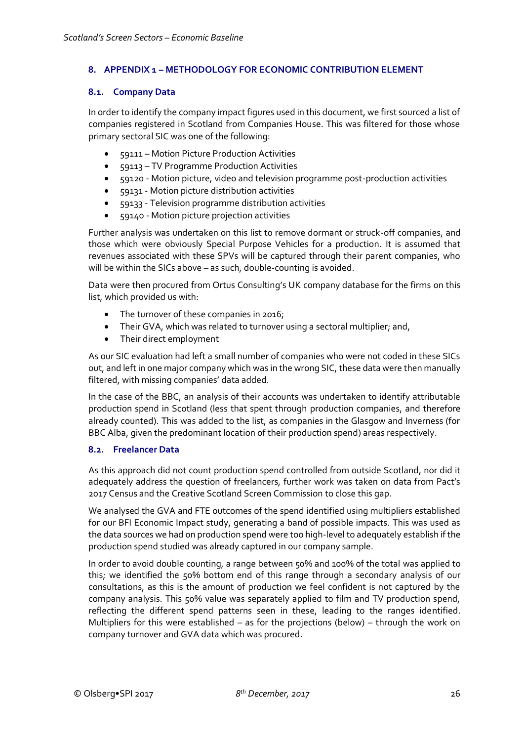## 8. APPENDIX 1 – METHODOLOGY FOR ECONOMIC CONTRIBUTION ELEMENT

### 8.1. Company Data

In order to identify the company impact figures used in this document, we first sourced a list of companies registered in Scotland from Companies House. This was filtered for those whose primary sectoral SIC was one of the following:

- 59111 – Motion Picture Production Activities
- 59113 – TV Programme Production Activities
- 59120 - Motion picture, video and television programme post-production activities
- 59131 - Motion picture distribution activities
- 59133 - Television programme distribution activities
- 59140 - Motion picture projection activities

Further analysis was undertaken on this list to remove dormant or struck-off companies, and those which were obviously Special Purpose Vehicles for a production. It is assumed that revenues associated with these SPVs will be captured through their parent companies, who will be within the SICs above – as such, double-counting is avoided.

Data were then procured from Ortus Consulting's UK company database for the firms on this list, which provided us with:

- The turnover of these companies in 2016;
- Their GVA, which was related to turnover using a sectoral multiplier; and,
- Their direct employment

As our SIC evaluation had left a small number of companies who were not coded in these SICs out, and left in one major company which was in the wrong SIC, these data were then manually filtered, with missing companies' data added.

In the case of the BBC, an analysis of their accounts was undertaken to identify attributable production spend in Scotland (less that spent through production companies, and therefore already counted). This was added to the list, as companies in the Glasgow and Inverness (for BBC Alba, given the predominant location of their production spend) areas respectively.

### 8.2. Freelancer Data

As this approach did not count production spend controlled from outside Scotland, nor did it adequately address the question of freelancers, further work was taken on data from Pact's 2017 Census and the Creative Scotland Screen Commission to close this gap.

We analysed the GVA and FTE outcomes of the spend identified using multipliers established for our BFI Economic Impact study, generating a band of possible impacts. This was used as the data sources we had on production spend were too high-level to adequately establish if the production spend studied was already captured in our company sample.

In order to avoid double counting, a range between 50% and 100% of the total was applied to this; we identified the 50% bottom end of this range through a secondary analysis of our consultations, as this is the amount of production we feel confident is not captured by the company analysis. This 50% value was separately applied to film and TV production spend, reflecting the different spend patterns seen in these, leading to the ranges identified. Multipliers for this were established – as for the projections (below) – through the work on company turnover and GVA data which was procured.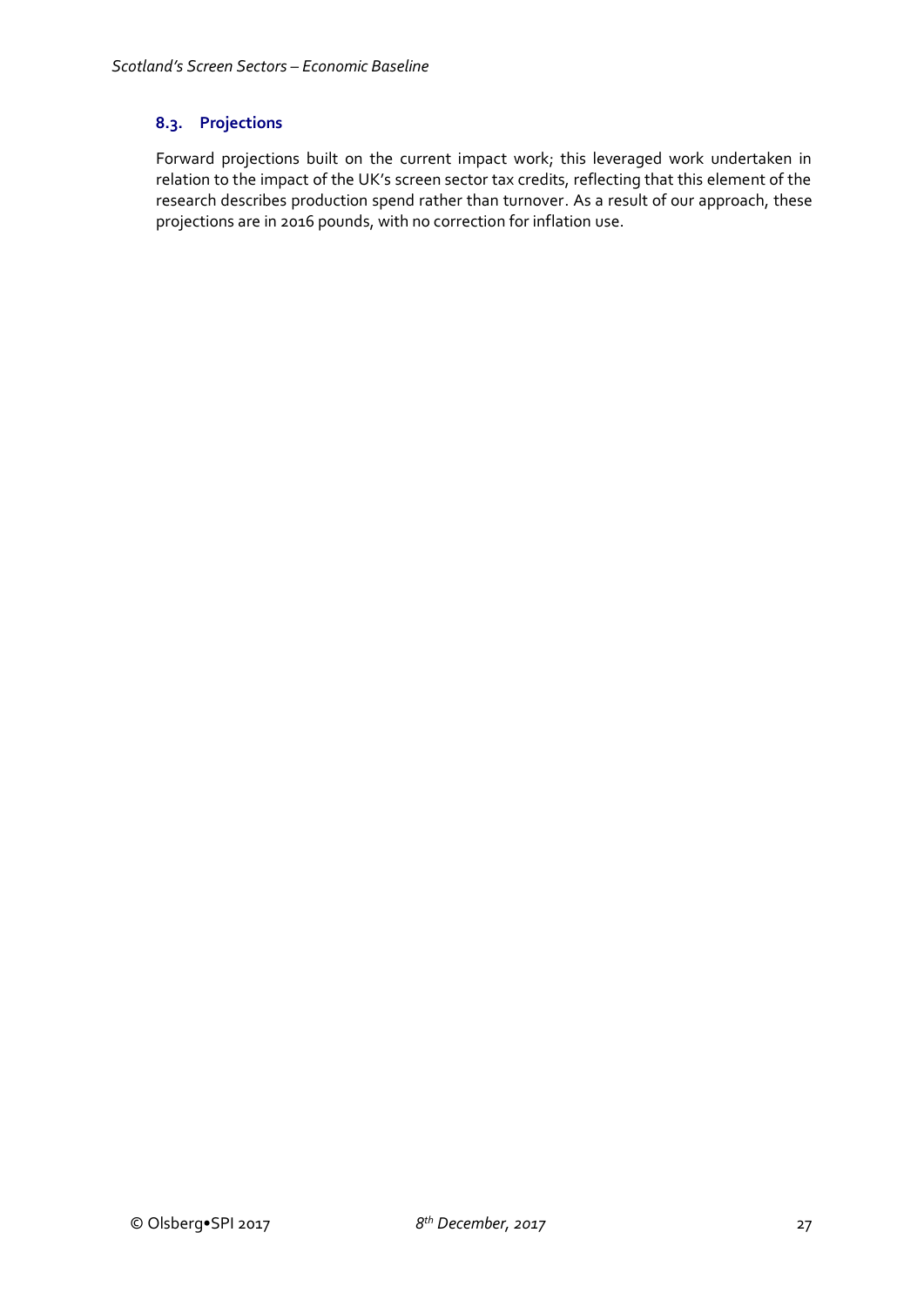### 8.3. Projections

Forward projections built on the current impact work; this leveraged work undertaken in relation to the impact of the UK's screen sector tax credits, reflecting that this element of the research describes production spend rather than turnover. As a result of our approach, these projections are in 2016 pounds, with no correction for inflation use.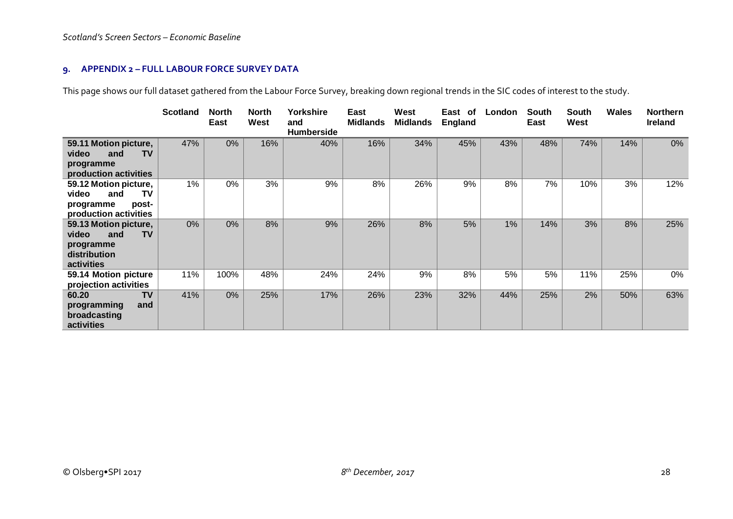## 9. APPENDIX 2 – FULL LABOUR FORCE SURVEY DATA

This page shows our full dataset gathered from the Labour Force Survey, breaking down regional trends in the SIC codes of interest to the study.

| | Scotland | North East | North West | Yorkshire and Humberside | East Midlands | West Midlands | East of England | London | South East | South West | Wales | Northern Ireland |
|---|---|---|---|---|---|---|---|---|---|---|---|---|
| **59.11 Motion picture, video and TV programme production activities** | 47% | 0% | 16% | 40% | 16% | 34% | 45% | 43% | 48% | 74% | 14% | 0% |
| **59.12 Motion picture, video and TV programme post-production activities** | 1% | 0% | 3% | 9% | 8% | 26% | 9% | 8% | 7% | 10% | 3% | 12% |
| **59.13 Motion picture, video and TV programme distribution activities** | 0% | 0% | 8% | 9% | 26% | 8% | 5% | 1% | 14% | 3% | 8% | 25% |
| **59.14 Motion picture projection activities** | 11% | 100% | 48% | 24% | 24% | 9% | 8% | 5% | 5% | 11% | 25% | 0% |
| **60.20 TV programming and broadcasting activities** | 41% | 0% | 25% | 17% | 26% | 23% | 32% | 44% | 25% | 2% | 50% | 63% |